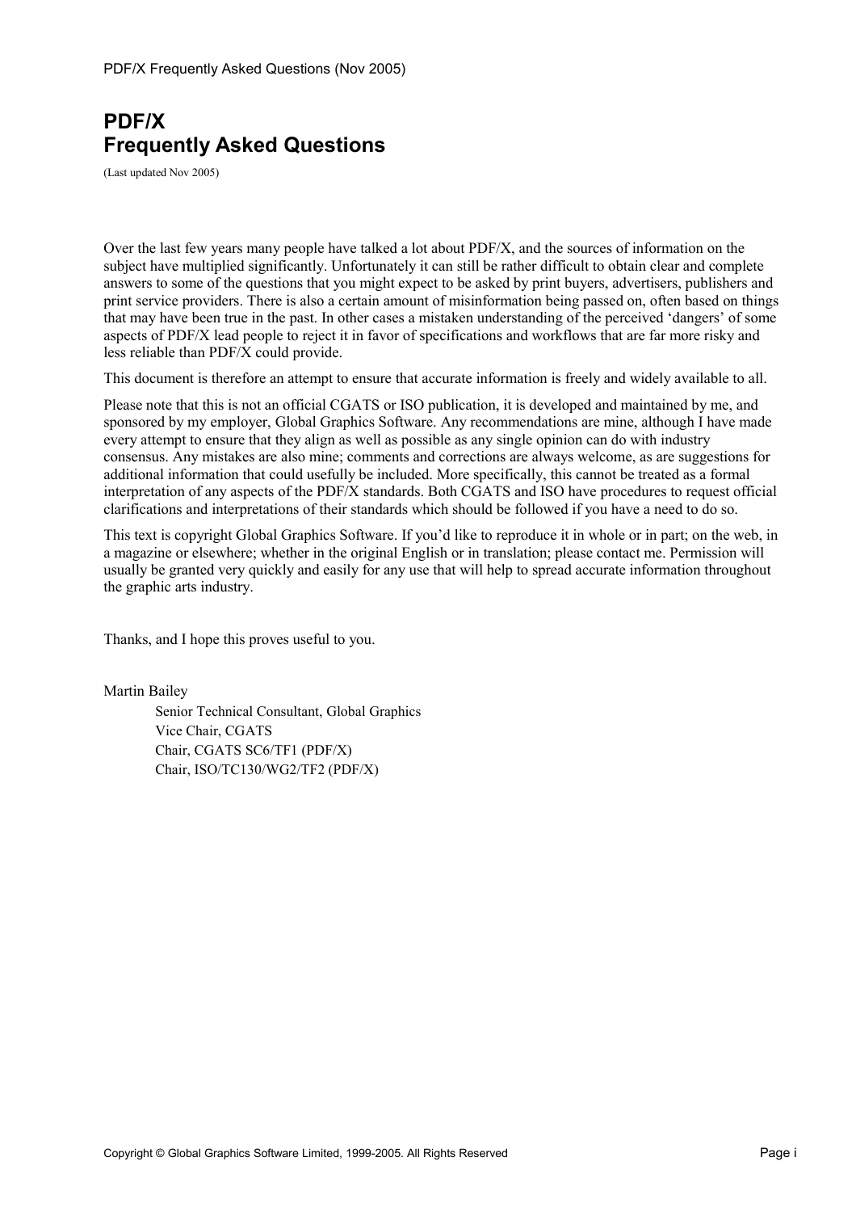# PDF/X
# Frequently Asked Questions

(Last updated Nov 2005)

Over the last few years many people have talked a lot about PDF/X, and the sources of information on the subject have multiplied significantly. Unfortunately it can still be rather difficult to obtain clear and complete answers to some of the questions that you might expect to be asked by print buyers, advertisers, publishers and print service providers. There is also a certain amount of misinformation being passed on, often based on things that may have been true in the past. In other cases a mistaken understanding of the perceived 'dangers' of some aspects of PDF/X lead people to reject it in favor of specifications and workflows that are far more risky and less reliable than PDF/X could provide.

This document is therefore an attempt to ensure that accurate information is freely and widely available to all.

Please note that this is not an official CGATS or ISO publication, it is developed and maintained by me, and sponsored by my employer, Global Graphics Software. Any recommendations are mine, although I have made every attempt to ensure that they align as well as possible as any single opinion can do with industry consensus. Any mistakes are also mine; comments and corrections are always welcome, as are suggestions for additional information that could usefully be included. More specifically, this cannot be treated as a formal interpretation of any aspects of the PDF/X standards. Both CGATS and ISO have procedures to request official clarifications and interpretations of their standards which should be followed if you have a need to do so.

This text is copyright Global Graphics Software. If you'd like to reproduce it in whole or in part; on the web, in a magazine or elsewhere; whether in the original English or in translation; please contact me. Permission will usually be granted very quickly and easily for any use that will help to spread accurate information throughout the graphic arts industry.

Thanks, and I hope this proves useful to you.

Martin Bailey

Senior Technical Consultant, Global Graphics
Vice Chair, CGATS
Chair, CGATS SC6/TF1 (PDF/X)
Chair, ISO/TC130/WG2/TF2 (PDF/X)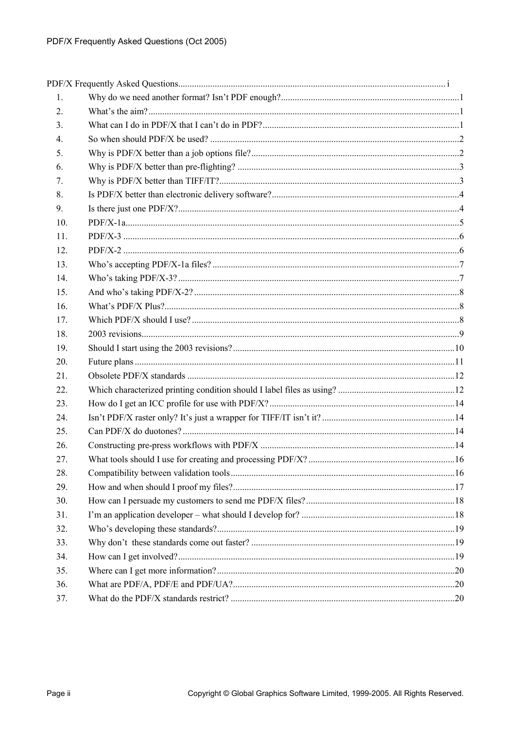PDF/X Frequently Asked Questions .................................................................................................................... i

1. Why do we need another format? Isn't PDF enough? ..................................................................... 1
2. What's the aim? ........................................................................................................................... 1
3. What can I do in PDF/X that I can't do in PDF? ................................................................................ 1
4. So when should PDF/X be used? ..................................................................................................... 2
5. Why is PDF/X better than a job options file? .................................................................................... 2
6. Why is PDF/X better than pre-flighting? ........................................................................................... 3
7. Why is PDF/X better than TIFF/IT? ................................................................................................... 3
8. Is PDF/X better than electronic delivery software? ........................................................................... 4
9. Is there just one PDF/X? ................................................................................................................. 4
10. PDF/X-1a ...................................................................................................................................... 5
11. PDF/X-3 ........................................................................................................................................ 6
12. PDF/X-2 ........................................................................................................................................ 6
13. Who's accepting PDF/X-1a files? ..................................................................................................... 7
14. Who's taking PDF/X-3? ................................................................................................................... 7
15. And who's taking PDF/X-2? ............................................................................................................. 8
16. What's PDF/X Plus? ........................................................................................................................ 8
17. Which PDF/X should I use? ............................................................................................................. 8
18. 2003 revisions ................................................................................................................................ 9
19. Should I start using the 2003 revisions? ......................................................................................... 10
20. Future plans ................................................................................................................................. 11
21. Obsolete PDF/X standards ............................................................................................................ 12
22. Which characterized printing condition should I label files as using? .............................................. 12
23. How do I get an ICC profile for use with PDF/X? ............................................................................. 14
24. Isn't PDF/X raster only? It's just a wrapper for TIFF/IT isn't it? ...................................................... 14
25. Can PDF/X do duotones? ............................................................................................................. 14
26. Constructing pre-press workflows with PDF/X ................................................................................ 14
27. What tools should I use for creating and processing PDF/X? ........................................................... 16
28. Compatibility between validation tools ........................................................................................... 16
29. How and when should I proof my files? .......................................................................................... 17
30. How can I persuade my customers to send me PDF/X files? ............................................................ 18
31. I'm an application developer – what should I develop for? .............................................................. 18
32. Who's developing these standards? ................................................................................................ 19
33. Why don't these standards come out faster? .................................................................................. 19
34. How can I get involved? ................................................................................................................. 19
35. Where can I get more information? ................................................................................................ 20
36. What are PDF/A, PDF/E and PDF/UA? ............................................................................................ 20
37. What do the PDF/X standards restrict? ........................................................................................... 20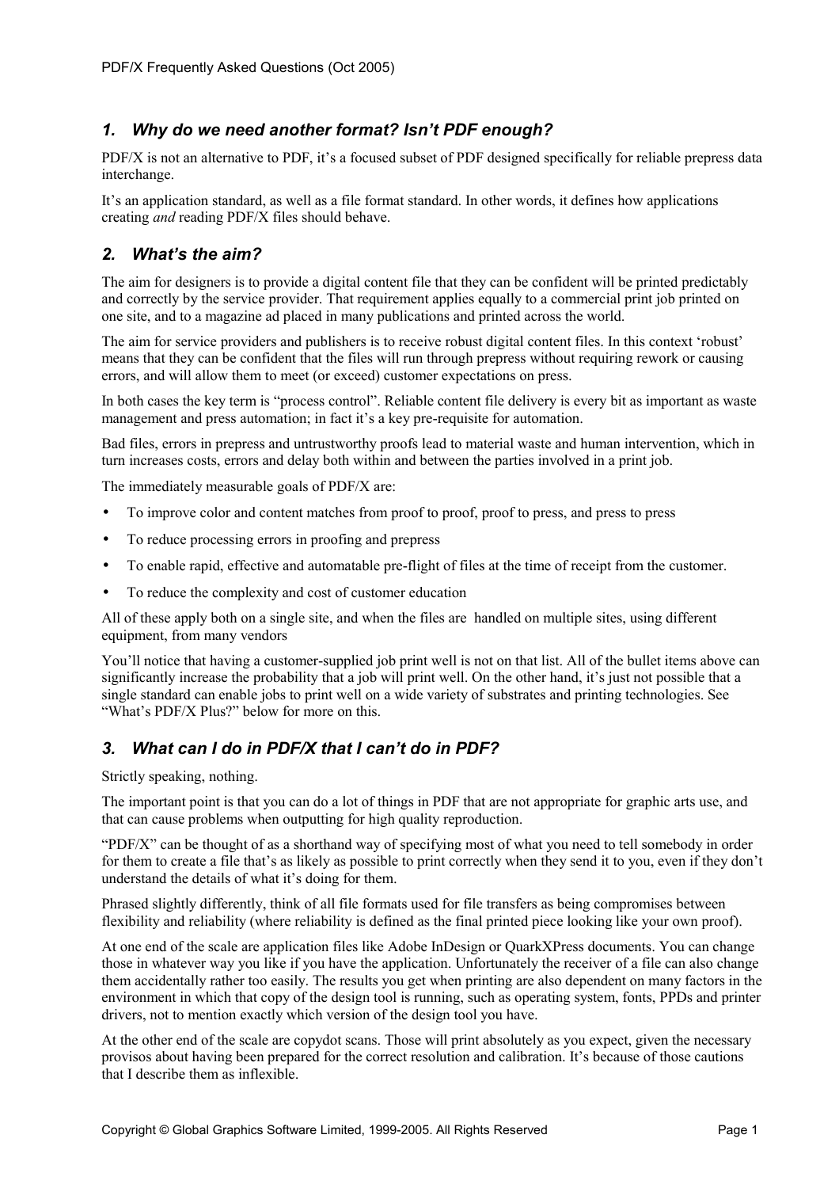## 1. Why do we need another format? Isn't PDF enough?

PDF/X is not an alternative to PDF, it's a focused subset of PDF designed specifically for reliable prepress data interchange.

It's an application standard, as well as a file format standard. In other words, it defines how applications creating *and* reading PDF/X files should behave.

## 2. What's the aim?

The aim for designers is to provide a digital content file that they can be confident will be printed predictably and correctly by the service provider. That requirement applies equally to a commercial print job printed on one site, and to a magazine ad placed in many publications and printed across the world.

The aim for service providers and publishers is to receive robust digital content files. In this context 'robust' means that they can be confident that the files will run through prepress without requiring rework or causing errors, and will allow them to meet (or exceed) customer expectations on press.

In both cases the key term is "process control". Reliable content file delivery is every bit as important as waste management and press automation; in fact it's a key pre-requisite for automation.

Bad files, errors in prepress and untrustworthy proofs lead to material waste and human intervention, which in turn increases costs, errors and delay both within and between the parties involved in a print job.

The immediately measurable goals of PDF/X are:

- To improve color and content matches from proof to proof, proof to press, and press to press
- To reduce processing errors in proofing and prepress
- To enable rapid, effective and automatable pre-flight of files at the time of receipt from the customer.
- To reduce the complexity and cost of customer education

All of these apply both on a single site, and when the files are handled on multiple sites, using different equipment, from many vendors

You'll notice that having a customer-supplied job print well is not on that list. All of the bullet items above can significantly increase the probability that a job will print well. On the other hand, it's just not possible that a single standard can enable jobs to print well on a wide variety of substrates and printing technologies. See "What's PDF/X Plus?" below for more on this.

## 3. What can I do in PDF/X that I can't do in PDF?

Strictly speaking, nothing.

The important point is that you can do a lot of things in PDF that are not appropriate for graphic arts use, and that can cause problems when outputting for high quality reproduction.

"PDF/X" can be thought of as a shorthand way of specifying most of what you need to tell somebody in order for them to create a file that's as likely as possible to print correctly when they send it to you, even if they don't understand the details of what it's doing for them.

Phrased slightly differently, think of all file formats used for file transfers as being compromises between flexibility and reliability (where reliability is defined as the final printed piece looking like your own proof).

At one end of the scale are application files like Adobe InDesign or QuarkXPress documents. You can change those in whatever way you like if you have the application. Unfortunately the receiver of a file can also change them accidentally rather too easily. The results you get when printing are also dependent on many factors in the environment in which that copy of the design tool is running, such as operating system, fonts, PPDs and printer drivers, not to mention exactly which version of the design tool you have.

At the other end of the scale are copydot scans. Those will print absolutely as you expect, given the necessary provisos about having been prepared for the correct resolution and calibration. It's because of those cautions that I describe them as inflexible.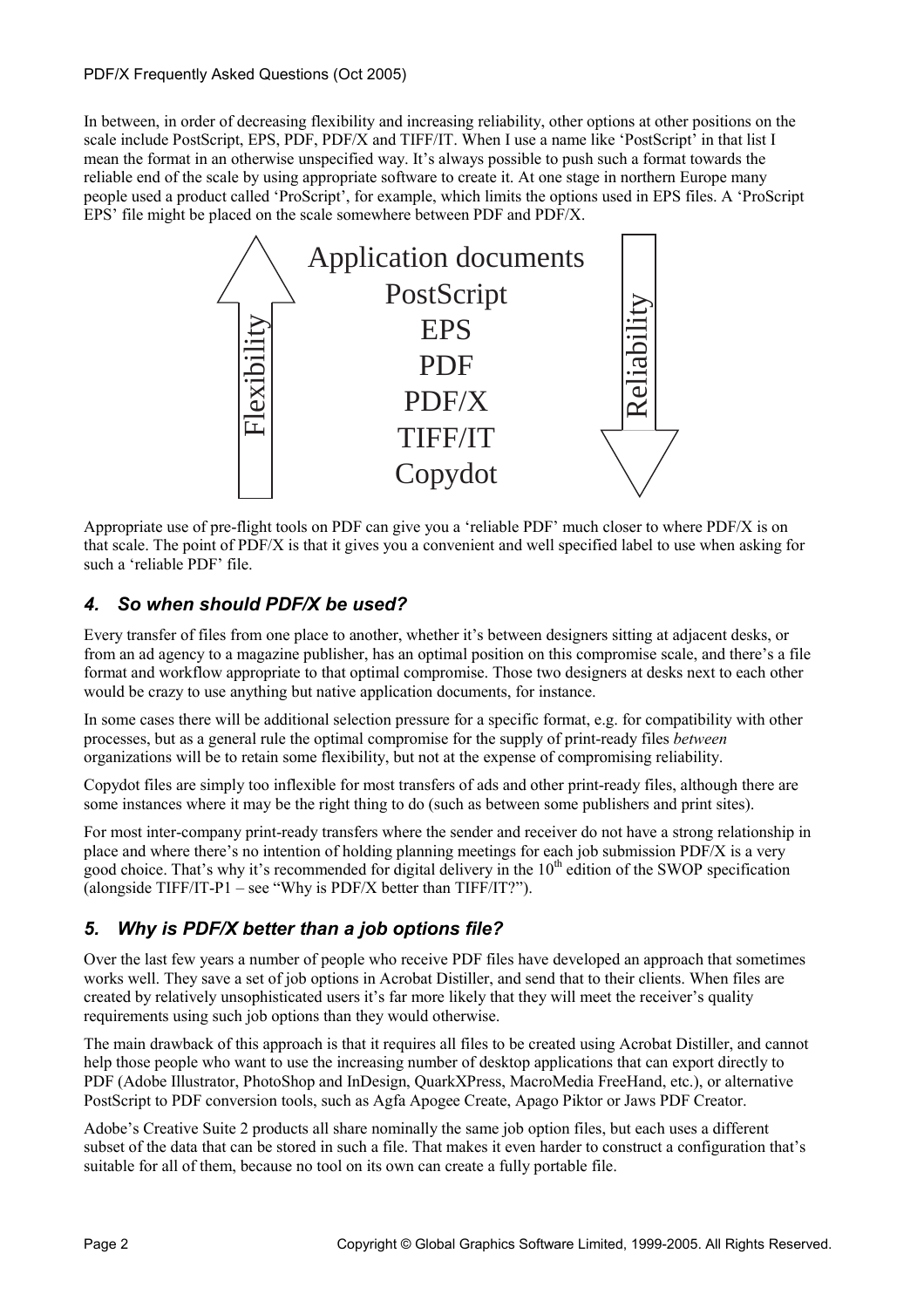In between, in order of decreasing flexibility and increasing reliability, other options at other positions on the scale include PostScript, EPS, PDF, PDF/X and TIFF/IT. When I use a name like 'PostScript' in that list I mean the format in an otherwise unspecified way. It's always possible to push such a format towards the reliable end of the scale by using appropriate software to create it. At one stage in northern Europe many people used a product called 'ProScript', for example, which limits the options used in EPS files. A 'ProScript EPS' file might be placed on the scale somewhere between PDF and PDF/X.

Flexibility ↑

Application documents
PostScript
EPS
PDF
PDF/X
TIFF/IT
Copydot

Reliability ↓

Appropriate use of pre-flight tools on PDF can give you a 'reliable PDF' much closer to where PDF/X is on that scale. The point of PDF/X is that it gives you a convenient and well specified label to use when asking for such a 'reliable PDF' file.

## 4. So when should PDF/X be used?

Every transfer of files from one place to another, whether it's between designers sitting at adjacent desks, or from an ad agency to a magazine publisher, has an optimal position on this compromise scale, and there's a file format and workflow appropriate to that optimal compromise. Those two designers at desks next to each other would be crazy to use anything but native application documents, for instance.

In some cases there will be additional selection pressure for a specific format, e.g. for compatibility with other processes, but as a general rule the optimal compromise for the supply of print-ready files *between* organizations will be to retain some flexibility, but not at the expense of compromising reliability.

Copydot files are simply too inflexible for most transfers of ads and other print-ready files, although there are some instances where it may be the right thing to do (such as between some publishers and print sites).

For most inter-company print-ready transfers where the sender and receiver do not have a strong relationship in place and where there's no intention of holding planning meetings for each job submission PDF/X is a very good choice. That's why it's recommended for digital delivery in the 10th edition of the SWOP specification (alongside TIFF/IT-P1 – see "Why is PDF/X better than TIFF/IT?").

## 5. Why is PDF/X better than a job options file?

Over the last few years a number of people who receive PDF files have developed an approach that sometimes works well. They save a set of job options in Acrobat Distiller, and send that to their clients. When files are created by relatively unsophisticated users it's far more likely that they will meet the receiver's quality requirements using such job options than they would otherwise.

The main drawback of this approach is that it requires all files to be created using Acrobat Distiller, and cannot help those people who want to use the increasing number of desktop applications that can export directly to PDF (Adobe Illustrator, PhotoShop and InDesign, QuarkXPress, MacroMedia FreeHand, etc.), or alternative PostScript to PDF conversion tools, such as Agfa Apogee Create, Apago Piktor or Jaws PDF Creator.

Adobe's Creative Suite 2 products all share nominally the same job option files, but each uses a different subset of the data that can be stored in such a file. That makes it even harder to construct a configuration that's suitable for all of them, because no tool on its own can create a fully portable file.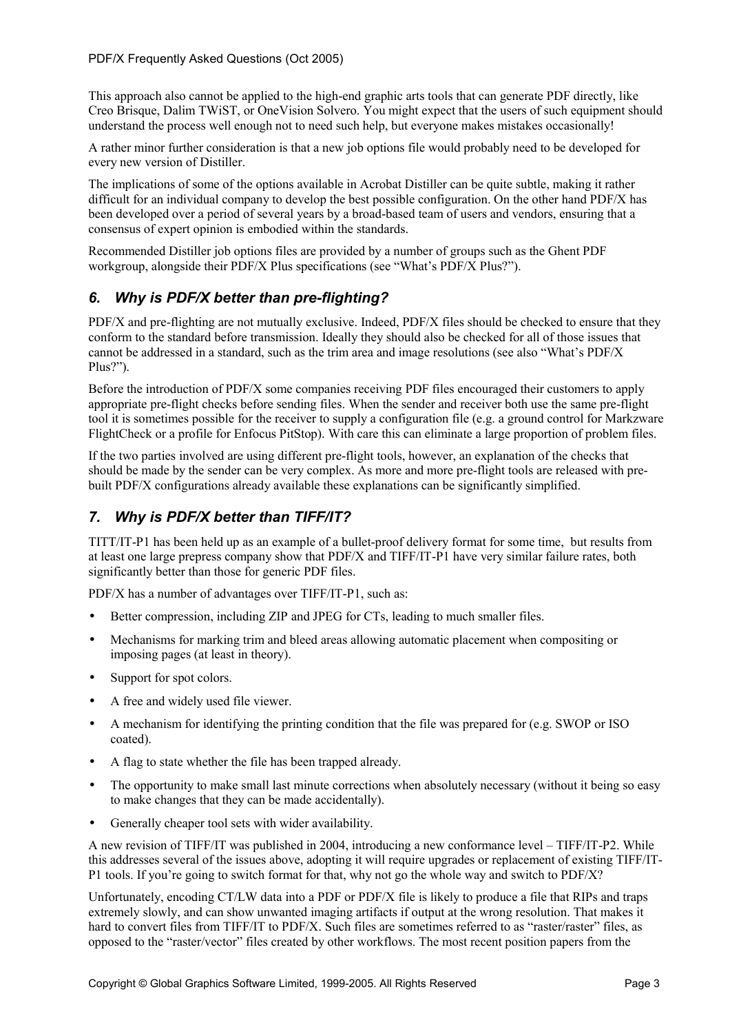This approach also cannot be applied to the high-end graphic arts tools that can generate PDF directly, like Creo Brisque, Dalim TWiST, or OneVision Solvero. You might expect that the users of such equipment should understand the process well enough not to need such help, but everyone makes mistakes occasionally!

A rather minor further consideration is that a new job options file would probably need to be developed for every new version of Distiller.

The implications of some of the options available in Acrobat Distiller can be quite subtle, making it rather difficult for an individual company to develop the best possible configuration. On the other hand PDF/X has been developed over a period of several years by a broad-based team of users and vendors, ensuring that a consensus of expert opinion is embodied within the standards.

Recommended Distiller job options files are provided by a number of groups such as the Ghent PDF workgroup, alongside their PDF/X Plus specifications (see "What's PDF/X Plus?").

## *6. Why is PDF/X better than pre-flighting?*

PDF/X and pre-flighting are not mutually exclusive. Indeed, PDF/X files should be checked to ensure that they conform to the standard before transmission. Ideally they should also be checked for all of those issues that cannot be addressed in a standard, such as the trim area and image resolutions (see also "What's PDF/X Plus?").

Before the introduction of PDF/X some companies receiving PDF files encouraged their customers to apply appropriate pre-flight checks before sending files. When the sender and receiver both use the same pre-flight tool it is sometimes possible for the receiver to supply a configuration file (e.g. a ground control for Markzware FlightCheck or a profile for Enfocus PitStop). With care this can eliminate a large proportion of problem files.

If the two parties involved are using different pre-flight tools, however, an explanation of the checks that should be made by the sender can be very complex. As more and more pre-flight tools are released with pre-built PDF/X configurations already available these explanations can be significantly simplified.

## *7. Why is PDF/X better than TIFF/IT?*

TITT/IT-P1 has been held up as an example of a bullet-proof delivery format for some time, but results from at least one large prepress company show that PDF/X and TIFF/IT-P1 have very similar failure rates, both significantly better than those for generic PDF files.

PDF/X has a number of advantages over TIFF/IT-P1, such as:

- Better compression, including ZIP and JPEG for CTs, leading to much smaller files.
- Mechanisms for marking trim and bleed areas allowing automatic placement when compositing or imposing pages (at least in theory).
- Support for spot colors.
- A free and widely used file viewer.
- A mechanism for identifying the printing condition that the file was prepared for (e.g. SWOP or ISO coated).
- A flag to state whether the file has been trapped already.
- The opportunity to make small last minute corrections when absolutely necessary (without it being so easy to make changes that they can be made accidentally).
- Generally cheaper tool sets with wider availability.

A new revision of TIFF/IT was published in 2004, introducing a new conformance level – TIFF/IT-P2. While this addresses several of the issues above, adopting it will require upgrades or replacement of existing TIFF/IT-P1 tools. If you're going to switch format for that, why not go the whole way and switch to PDF/X?

Unfortunately, encoding CT/LW data into a PDF or PDF/X file is likely to produce a file that RIPs and traps extremely slowly, and can show unwanted imaging artifacts if output at the wrong resolution. That makes it hard to convert files from TIFF/IT to PDF/X. Such files are sometimes referred to as "raster/raster" files, as opposed to the "raster/vector" files created by other workflows. The most recent position papers from the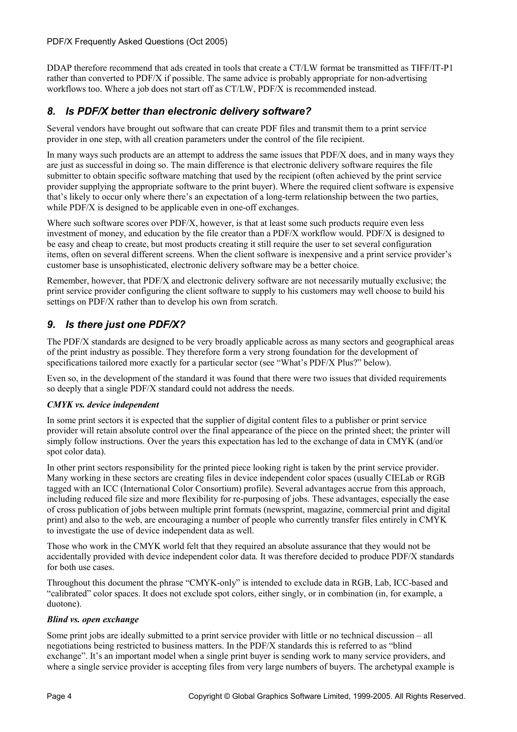DDAP therefore recommend that ads created in tools that create a CT/LW format be transmitted as TIFF/IT-P1 rather than converted to PDF/X if possible. The same advice is probably appropriate for non-advertising workflows too. Where a job does not start off as CT/LW, PDF/X is recommended instead.

## *8. Is PDF/X better than electronic delivery software?*

Several vendors have brought out software that can create PDF files and transmit them to a print service provider in one step, with all creation parameters under the control of the file recipient.

In many ways such products are an attempt to address the same issues that PDF/X does, and in many ways they are just as successful in doing so. The main difference is that electronic delivery software requires the file submitter to obtain specific software matching that used by the recipient (often achieved by the print service provider supplying the appropriate software to the print buyer). Where the required client software is expensive that's likely to occur only where there's an expectation of a long-term relationship between the two parties, while PDF/X is designed to be applicable even in one-off exchanges.

Where such software scores over PDF/X, however, is that at least some such products require even less investment of money, and education by the file creator than a PDF/X workflow would. PDF/X is designed to be easy and cheap to create, but most products creating it still require the user to set several configuration items, often on several different screens. When the client software is inexpensive and a print service provider's customer base is unsophisticated, electronic delivery software may be a better choice.

Remember, however, that PDF/X and electronic delivery software are not necessarily mutually exclusive; the print service provider configuring the client software to supply to his customers may well choose to build his settings on PDF/X rather than to develop his own from scratch.

## *9. Is there just one PDF/X?*

The PDF/X standards are designed to be very broadly applicable across as many sectors and geographical areas of the print industry as possible. They therefore form a very strong foundation for the development of specifications tailored more exactly for a particular sector (see "What's PDF/X Plus?" below).

Even so, in the development of the standard it was found that there were two issues that divided requirements so deeply that a single PDF/X standard could not address the needs.

***CMYK vs. device independent***

In some print sectors it is expected that the supplier of digital content files to a publisher or print service provider will retain absolute control over the final appearance of the piece on the printed sheet; the printer will simply follow instructions. Over the years this expectation has led to the exchange of data in CMYK (and/or spot color data).

In other print sectors responsibility for the printed piece looking right is taken by the print service provider. Many working in these sectors are creating files in device independent color spaces (usually CIELab or RGB tagged with an ICC (International Color Consortium) profile). Several advantages accrue from this approach, including reduced file size and more flexibility for re-purposing of jobs. These advantages, especially the ease of cross publication of jobs between multiple print formats (newsprint, magazine, commercial print and digital print) and also to the web, are encouraging a number of people who currently transfer files entirely in CMYK to investigate the use of device independent data as well.

Those who work in the CMYK world felt that they required an absolute assurance that they would not be accidentally provided with device independent color data. It was therefore decided to produce PDF/X standards for both use cases.

Throughout this document the phrase "CMYK-only" is intended to exclude data in RGB, Lab, ICC-based and "calibrated" color spaces. It does not exclude spot colors, either singly, or in combination (in, for example, a duotone).

***Blind vs. open exchange***

Some print jobs are ideally submitted to a print service provider with little or no technical discussion – all negotiations being restricted to business matters. In the PDF/X standards this is referred to as "blind exchange". It's an important model when a single print buyer is sending work to many service providers, and where a single service provider is accepting files from very large numbers of buyers. The archetypal example is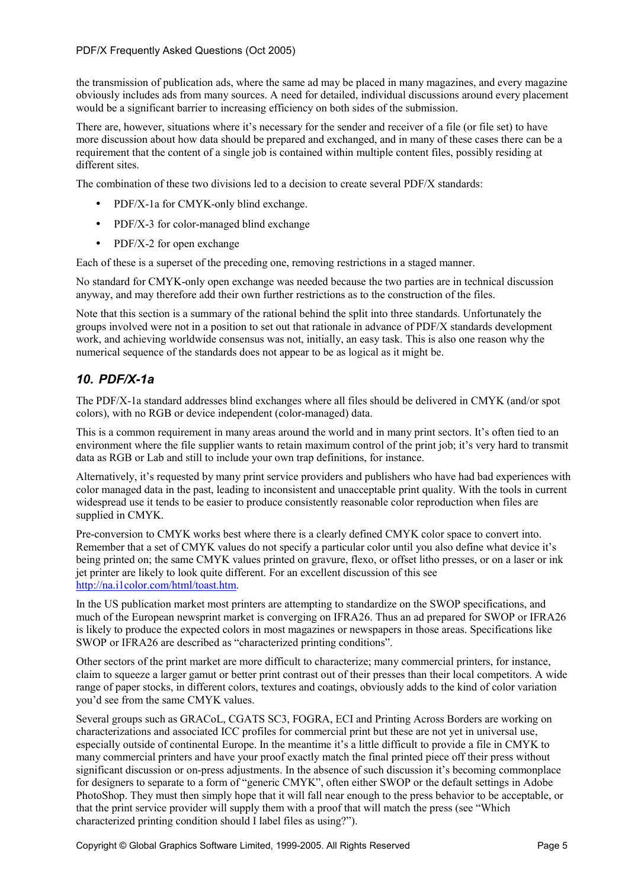the transmission of publication ads, where the same ad may be placed in many magazines, and every magazine obviously includes ads from many sources. A need for detailed, individual discussions around every placement would be a significant barrier to increasing efficiency on both sides of the submission.

There are, however, situations where it's necessary for the sender and receiver of a file (or file set) to have more discussion about how data should be prepared and exchanged, and in many of these cases there can be a requirement that the content of a single job is contained within multiple content files, possibly residing at different sites.

The combination of these two divisions led to a decision to create several PDF/X standards:

- PDF/X-1a for CMYK-only blind exchange.
- PDF/X-3 for color-managed blind exchange
- PDF/X-2 for open exchange

Each of these is a superset of the preceding one, removing restrictions in a staged manner.

No standard for CMYK-only open exchange was needed because the two parties are in technical discussion anyway, and may therefore add their own further restrictions as to the construction of the files.

Note that this section is a summary of the rational behind the split into three standards. Unfortunately the groups involved were not in a position to set out that rationale in advance of PDF/X standards development work, and achieving worldwide consensus was not, initially, an easy task. This is also one reason why the numerical sequence of the standards does not appear to be as logical as it might be.

## 10. PDF/X-1a

The PDF/X-1a standard addresses blind exchanges where all files should be delivered in CMYK (and/or spot colors), with no RGB or device independent (color-managed) data.

This is a common requirement in many areas around the world and in many print sectors. It's often tied to an environment where the file supplier wants to retain maximum control of the print job; it's very hard to transmit data as RGB or Lab and still to include your own trap definitions, for instance.

Alternatively, it's requested by many print service providers and publishers who have had bad experiences with color managed data in the past, leading to inconsistent and unacceptable print quality. With the tools in current widespread use it tends to be easier to produce consistently reasonable color reproduction when files are supplied in CMYK.

Pre-conversion to CMYK works best where there is a clearly defined CMYK color space to convert into. Remember that a set of CMYK values do not specify a particular color until you also define what device it's being printed on; the same CMYK values printed on gravure, flexo, or offset litho presses, or on a laser or ink jet printer are likely to look quite different. For an excellent discussion of this see http://na.i1color.com/html/toast.htm.

In the US publication market most printers are attempting to standardize on the SWOP specifications, and much of the European newsprint market is converging on IFRA26. Thus an ad prepared for SWOP or IFRA26 is likely to produce the expected colors in most magazines or newspapers in those areas. Specifications like SWOP or IFRA26 are described as "characterized printing conditions".

Other sectors of the print market are more difficult to characterize; many commercial printers, for instance, claim to squeeze a larger gamut or better print contrast out of their presses than their local competitors. A wide range of paper stocks, in different colors, textures and coatings, obviously adds to the kind of color variation you'd see from the same CMYK values.

Several groups such as GRACoL, CGATS SC3, FOGRA, ECI and Printing Across Borders are working on characterizations and associated ICC profiles for commercial print but these are not yet in universal use, especially outside of continental Europe. In the meantime it's a little difficult to provide a file in CMYK to many commercial printers and have your proof exactly match the final printed piece off their press without significant discussion or on-press adjustments. In the absence of such discussion it's becoming commonplace for designers to separate to a form of "generic CMYK", often either SWOP or the default settings in Adobe PhotoShop. They must then simply hope that it will fall near enough to the press behavior to be acceptable, or that the print service provider will supply them with a proof that will match the press (see "Which characterized printing condition should I label files as using?").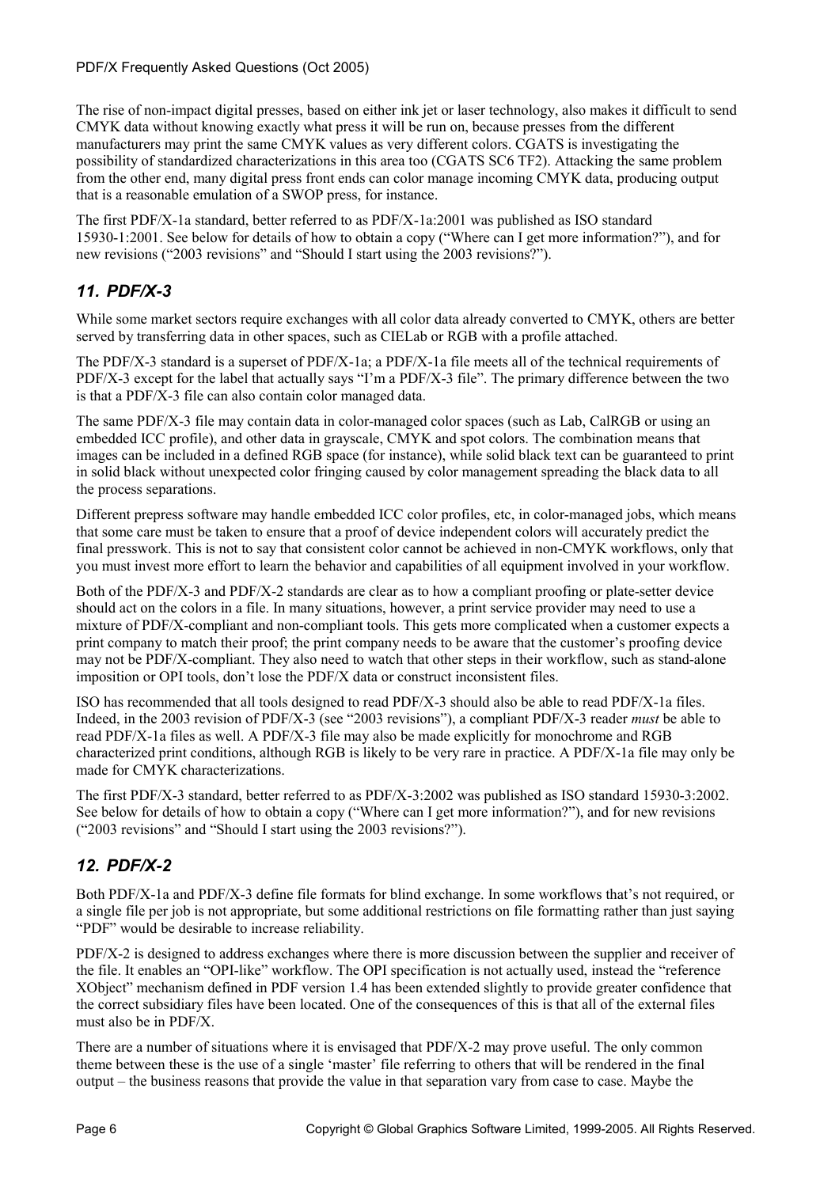The rise of non-impact digital presses, based on either ink jet or laser technology, also makes it difficult to send CMYK data without knowing exactly what press it will be run on, because presses from the different manufacturers may print the same CMYK values as very different colors. CGATS is investigating the possibility of standardized characterizations in this area too (CGATS SC6 TF2). Attacking the same problem from the other end, many digital press front ends can color manage incoming CMYK data, producing output that is a reasonable emulation of a SWOP press, for instance.

The first PDF/X-1a standard, better referred to as PDF/X-1a:2001 was published as ISO standard 15930-1:2001. See below for details of how to obtain a copy ("Where can I get more information?"), and for new revisions ("2003 revisions" and "Should I start using the 2003 revisions?").

## *11. PDF/X-3*

While some market sectors require exchanges with all color data already converted to CMYK, others are better served by transferring data in other spaces, such as CIELab or RGB with a profile attached.

The PDF/X-3 standard is a superset of PDF/X-1a; a PDF/X-1a file meets all of the technical requirements of PDF/X-3 except for the label that actually says "I'm a PDF/X-3 file". The primary difference between the two is that a PDF/X-3 file can also contain color managed data.

The same PDF/X-3 file may contain data in color-managed color spaces (such as Lab, CalRGB or using an embedded ICC profile), and other data in grayscale, CMYK and spot colors. The combination means that images can be included in a defined RGB space (for instance), while solid black text can be guaranteed to print in solid black without unexpected color fringing caused by color management spreading the black data to all the process separations.

Different prepress software may handle embedded ICC color profiles, etc, in color-managed jobs, which means that some care must be taken to ensure that a proof of device independent colors will accurately predict the final presswork. This is not to say that consistent color cannot be achieved in non-CMYK workflows, only that you must invest more effort to learn the behavior and capabilities of all equipment involved in your workflow.

Both of the PDF/X-3 and PDF/X-2 standards are clear as to how a compliant proofing or plate-setter device should act on the colors in a file. In many situations, however, a print service provider may need to use a mixture of PDF/X-compliant and non-compliant tools. This gets more complicated when a customer expects a print company to match their proof; the print company needs to be aware that the customer's proofing device may not be PDF/X-compliant. They also need to watch that other steps in their workflow, such as stand-alone imposition or OPI tools, don't lose the PDF/X data or construct inconsistent files.

ISO has recommended that all tools designed to read PDF/X-3 should also be able to read PDF/X-1a files. Indeed, in the 2003 revision of PDF/X-3 (see "2003 revisions"), a compliant PDF/X-3 reader *must* be able to read PDF/X-1a files as well. A PDF/X-3 file may also be made explicitly for monochrome and RGB characterized print conditions, although RGB is likely to be very rare in practice. A PDF/X-1a file may only be made for CMYK characterizations.

The first PDF/X-3 standard, better referred to as PDF/X-3:2002 was published as ISO standard 15930-3:2002. See below for details of how to obtain a copy ("Where can I get more information?"), and for new revisions ("2003 revisions" and "Should I start using the 2003 revisions?").

## *12. PDF/X-2*

Both PDF/X-1a and PDF/X-3 define file formats for blind exchange. In some workflows that's not required, or a single file per job is not appropriate, but some additional restrictions on file formatting rather than just saying "PDF" would be desirable to increase reliability.

PDF/X-2 is designed to address exchanges where there is more discussion between the supplier and receiver of the file. It enables an "OPI-like" workflow. The OPI specification is not actually used, instead the "reference XObject" mechanism defined in PDF version 1.4 has been extended slightly to provide greater confidence that the correct subsidiary files have been located. One of the consequences of this is that all of the external files must also be in PDF/X.

There are a number of situations where it is envisaged that PDF/X-2 may prove useful. The only common theme between these is the use of a single 'master' file referring to others that will be rendered in the final output – the business reasons that provide the value in that separation vary from case to case. Maybe the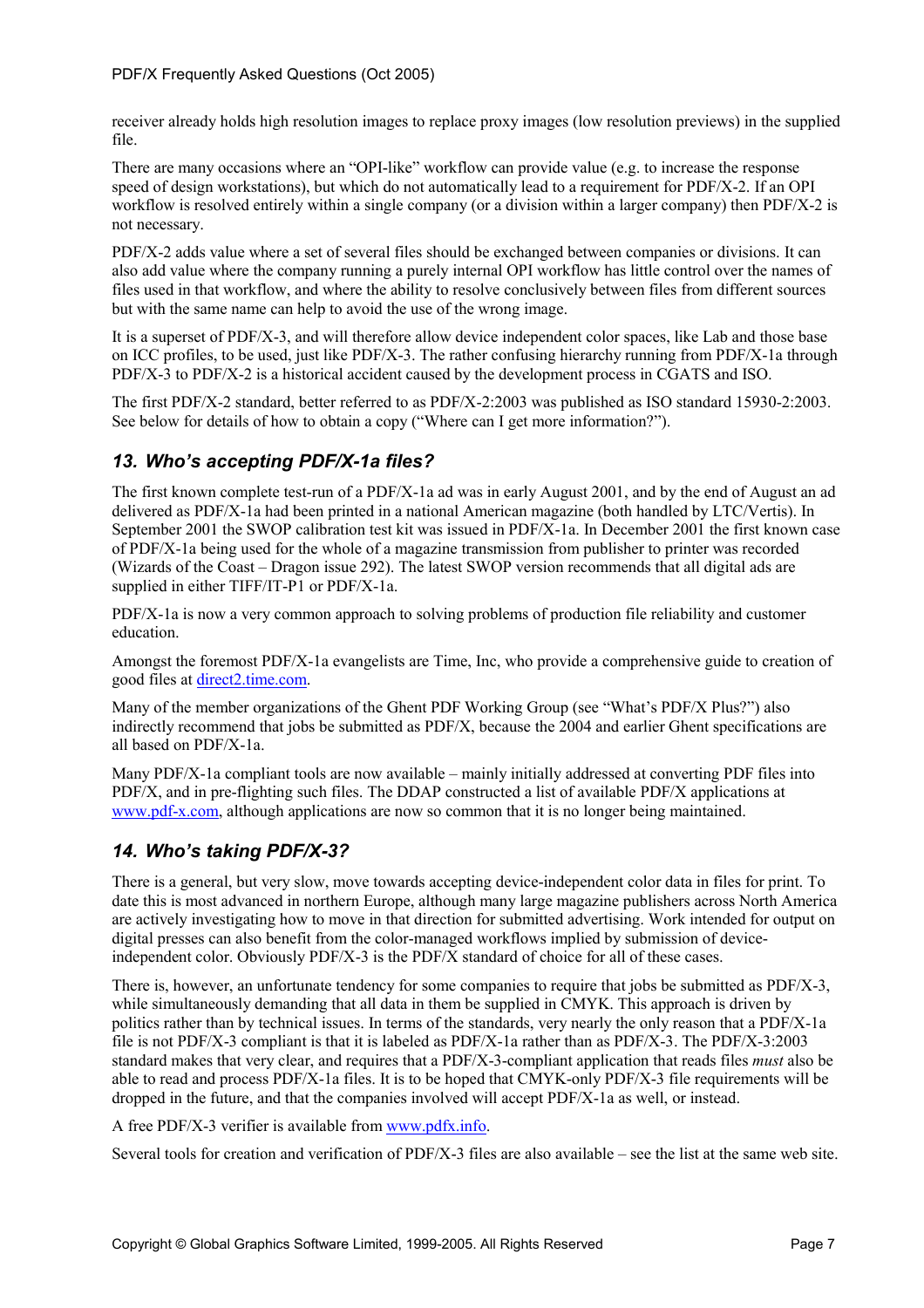receiver already holds high resolution images to replace proxy images (low resolution previews) in the supplied file.

There are many occasions where an "OPI-like" workflow can provide value (e.g. to increase the response speed of design workstations), but which do not automatically lead to a requirement for PDF/X-2. If an OPI workflow is resolved entirely within a single company (or a division within a larger company) then PDF/X-2 is not necessary.

PDF/X-2 adds value where a set of several files should be exchanged between companies or divisions. It can also add value where the company running a purely internal OPI workflow has little control over the names of files used in that workflow, and where the ability to resolve conclusively between files from different sources but with the same name can help to avoid the use of the wrong image.

It is a superset of PDF/X-3, and will therefore allow device independent color spaces, like Lab and those base on ICC profiles, to be used, just like PDF/X-3. The rather confusing hierarchy running from PDF/X-1a through PDF/X-3 to PDF/X-2 is a historical accident caused by the development process in CGATS and ISO.

The first PDF/X-2 standard, better referred to as PDF/X-2:2003 was published as ISO standard 15930-2:2003. See below for details of how to obtain a copy ("Where can I get more information?").

## *13. Who's accepting PDF/X-1a files?*

The first known complete test-run of a PDF/X-1a ad was in early August 2001, and by the end of August an ad delivered as PDF/X-1a had been printed in a national American magazine (both handled by LTC/Vertis). In September 2001 the SWOP calibration test kit was issued in PDF/X-1a. In December 2001 the first known case of PDF/X-1a being used for the whole of a magazine transmission from publisher to printer was recorded (Wizards of the Coast – Dragon issue 292). The latest SWOP version recommends that all digital ads are supplied in either TIFF/IT-P1 or PDF/X-1a.

PDF/X-1a is now a very common approach to solving problems of production file reliability and customer education.

Amongst the foremost PDF/X-1a evangelists are Time, Inc, who provide a comprehensive guide to creation of good files at direct2.time.com.

Many of the member organizations of the Ghent PDF Working Group (see "What's PDF/X Plus?") also indirectly recommend that jobs be submitted as PDF/X, because the 2004 and earlier Ghent specifications are all based on PDF/X-1a.

Many PDF/X-1a compliant tools are now available – mainly initially addressed at converting PDF files into PDF/X, and in pre-flighting such files. The DDAP constructed a list of available PDF/X applications at www.pdf-x.com, although applications are now so common that it is no longer being maintained.

## *14. Who's taking PDF/X-3?*

There is a general, but very slow, move towards accepting device-independent color data in files for print. To date this is most advanced in northern Europe, although many large magazine publishers across North America are actively investigating how to move in that direction for submitted advertising. Work intended for output on digital presses can also benefit from the color-managed workflows implied by submission of device-independent color. Obviously PDF/X-3 is the PDF/X standard of choice for all of these cases.

There is, however, an unfortunate tendency for some companies to require that jobs be submitted as PDF/X-3, while simultaneously demanding that all data in them be supplied in CMYK. This approach is driven by politics rather than by technical issues. In terms of the standards, very nearly the only reason that a PDF/X-1a file is not PDF/X-3 compliant is that it is labeled as PDF/X-1a rather than as PDF/X-3. The PDF/X-3:2003 standard makes that very clear, and requires that a PDF/X-3-compliant application that reads files *must* also be able to read and process PDF/X-1a files. It is to be hoped that CMYK-only PDF/X-3 file requirements will be dropped in the future, and that the companies involved will accept PDF/X-1a as well, or instead.

A free PDF/X-3 verifier is available from www.pdfx.info.

Several tools for creation and verification of PDF/X-3 files are also available – see the list at the same web site.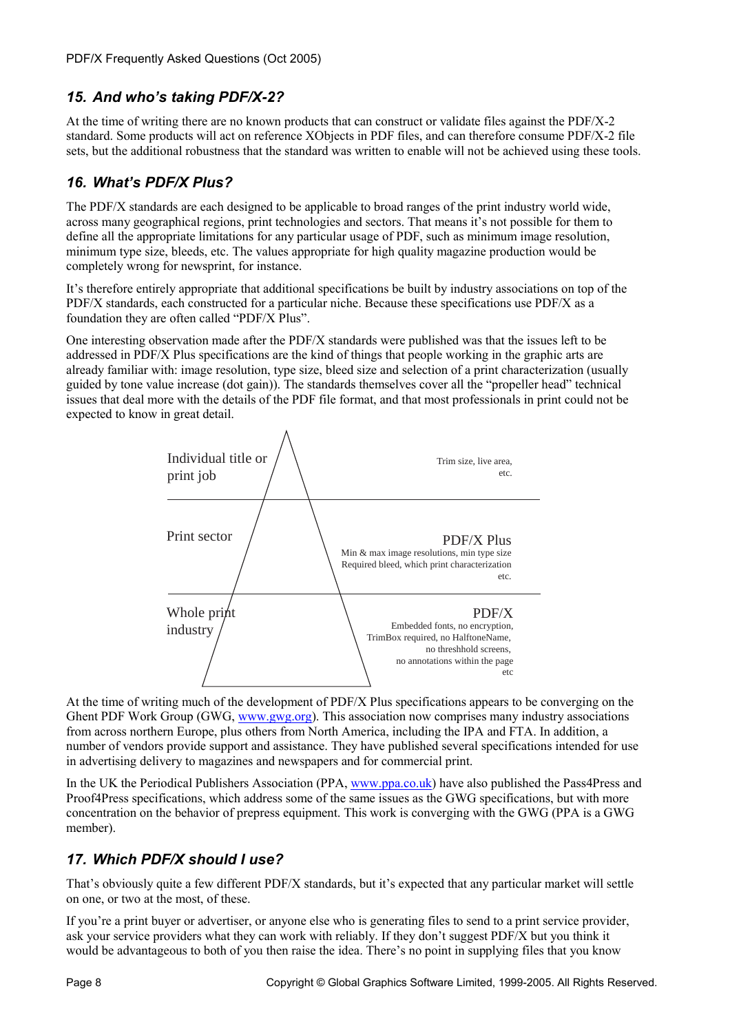## 15. And who's taking PDF/X-2?

At the time of writing there are no known products that can construct or validate files against the PDF/X-2 standard. Some products will act on reference XObjects in PDF files, and can therefore consume PDF/X-2 file sets, but the additional robustness that the standard was written to enable will not be achieved using these tools.

## 16. What's PDF/X Plus?

The PDF/X standards are each designed to be applicable to broad ranges of the print industry world wide, across many geographical regions, print technologies and sectors. That means it's not possible for them to define all the appropriate limitations for any particular usage of PDF, such as minimum image resolution, minimum type size, bleeds, etc. The values appropriate for high quality magazine production would be completely wrong for newsprint, for instance.

It's therefore entirely appropriate that additional specifications be built by industry associations on top of the PDF/X standards, each constructed for a particular niche. Because these specifications use PDF/X as a foundation they are often called "PDF/X Plus".

One interesting observation made after the PDF/X standards were published was that the issues left to be addressed in PDF/X Plus specifications are the kind of things that people working in the graphic arts are already familiar with: image resolution, type size, bleed size and selection of a print characterization (usually guided by tone value increase (dot gain)). The standards themselves cover all the "propeller head" technical issues that deal more with the details of the PDF file format, and that most professionals in print could not be expected to know in great detail.

| | |
|---|---|
| Individual title or print job | Trim size, live area, etc. |
| Print sector | **PDF/X Plus**<br>Min & max image resolutions, min type size<br>Required bleed, which print characterization<br>etc. |
| Whole print industry | **PDF/X**<br>Embedded fonts, no encryption,<br>TrimBox required, no HalftoneName,<br>no threshhold screens,<br>no annotations within the page<br>etc |

At the time of writing much of the development of PDF/X Plus specifications appears to be converging on the Ghent PDF Work Group (GWG, www.gwg.org). This association now comprises many industry associations from across northern Europe, plus others from North America, including the IPA and FTA. In addition, a number of vendors provide support and assistance. They have published several specifications intended for use in advertising delivery to magazines and newspapers and for commercial print.

In the UK the Periodical Publishers Association (PPA, www.ppa.co.uk) have also published the Pass4Press and Proof4Press specifications, which address some of the same issues as the GWG specifications, but with more concentration on the behavior of prepress equipment. This work is converging with the GWG (PPA is a GWG member).

## 17. Which PDF/X should I use?

That's obviously quite a few different PDF/X standards, but it's expected that any particular market will settle on one, or two at the most, of these.

If you're a print buyer or advertiser, or anyone else who is generating files to send to a print service provider, ask your service providers what they can work with reliably. If they don't suggest PDF/X but you think it would be advantageous to both of you then raise the idea. There's no point in supplying files that you know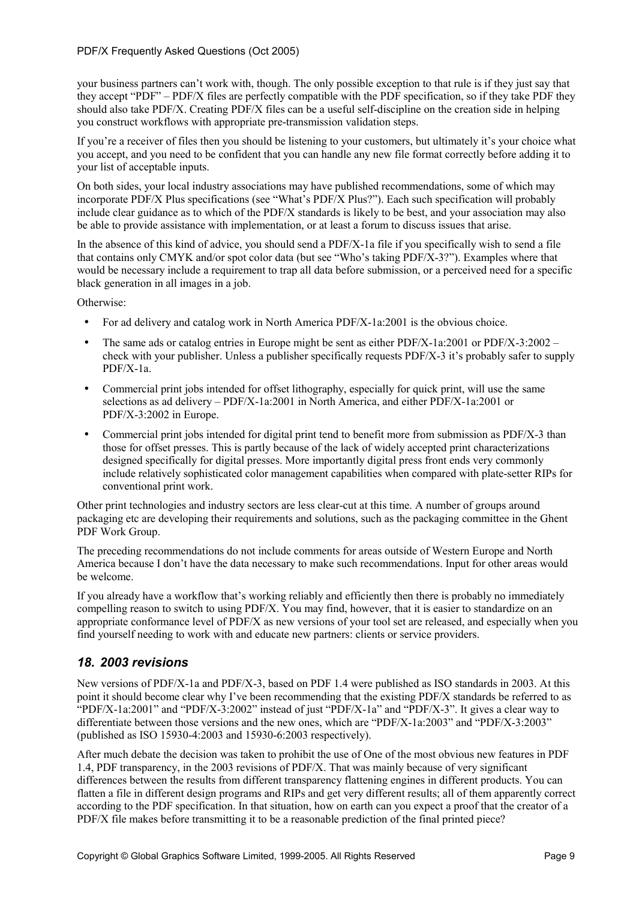your business partners can't work with, though. The only possible exception to that rule is if they just say that they accept "PDF" – PDF/X files are perfectly compatible with the PDF specification, so if they take PDF they should also take PDF/X. Creating PDF/X files can be a useful self-discipline on the creation side in helping you construct workflows with appropriate pre-transmission validation steps.

If you're a receiver of files then you should be listening to your customers, but ultimately it's your choice what you accept, and you need to be confident that you can handle any new file format correctly before adding it to your list of acceptable inputs.

On both sides, your local industry associations may have published recommendations, some of which may incorporate PDF/X Plus specifications (see "What's PDF/X Plus?"). Each such specification will probably include clear guidance as to which of the PDF/X standards is likely to be best, and your association may also be able to provide assistance with implementation, or at least a forum to discuss issues that arise.

In the absence of this kind of advice, you should send a PDF/X-1a file if you specifically wish to send a file that contains only CMYK and/or spot color data (but see "Who's taking PDF/X-3?"). Examples where that would be necessary include a requirement to trap all data before submission, or a perceived need for a specific black generation in all images in a job.

Otherwise:

- For ad delivery and catalog work in North America PDF/X-1a:2001 is the obvious choice.
- The same ads or catalog entries in Europe might be sent as either PDF/X-1a:2001 or PDF/X-3:2002 – check with your publisher. Unless a publisher specifically requests PDF/X-3 it's probably safer to supply PDF/X-1a.
- Commercial print jobs intended for offset lithography, especially for quick print, will use the same selections as ad delivery – PDF/X-1a:2001 in North America, and either PDF/X-1a:2001 or PDF/X-3:2002 in Europe.
- Commercial print jobs intended for digital print tend to benefit more from submission as PDF/X-3 than those for offset presses. This is partly because of the lack of widely accepted print characterizations designed specifically for digital presses. More importantly digital press front ends very commonly include relatively sophisticated color management capabilities when compared with plate-setter RIPs for conventional print work.

Other print technologies and industry sectors are less clear-cut at this time. A number of groups around packaging etc are developing their requirements and solutions, such as the packaging committee in the Ghent PDF Work Group.

The preceding recommendations do not include comments for areas outside of Western Europe and North America because I don't have the data necessary to make such recommendations. Input for other areas would be welcome.

If you already have a workflow that's working reliably and efficiently then there is probably no immediately compelling reason to switch to using PDF/X. You may find, however, that it is easier to standardize on an appropriate conformance level of PDF/X as new versions of your tool set are released, and especially when you find yourself needing to work with and educate new partners: clients or service providers.

## *18. 2003 revisions*

New versions of PDF/X-1a and PDF/X-3, based on PDF 1.4 were published as ISO standards in 2003. At this point it should become clear why I've been recommending that the existing PDF/X standards be referred to as "PDF/X-1a:2001" and "PDF/X-3:2002" instead of just "PDF/X-1a" and "PDF/X-3". It gives a clear way to differentiate between those versions and the new ones, which are "PDF/X-1a:2003" and "PDF/X-3:2003" (published as ISO 15930-4:2003 and 15930-6:2003 respectively).

After much debate the decision was taken to prohibit the use of One of the most obvious new features in PDF 1.4, PDF transparency, in the 2003 revisions of PDF/X. That was mainly because of very significant differences between the results from different transparency flattening engines in different products. You can flatten a file in different design programs and RIPs and get very different results; all of them apparently correct according to the PDF specification. In that situation, how on earth can you expect a proof that the creator of a PDF/X file makes before transmitting it to be a reasonable prediction of the final printed piece?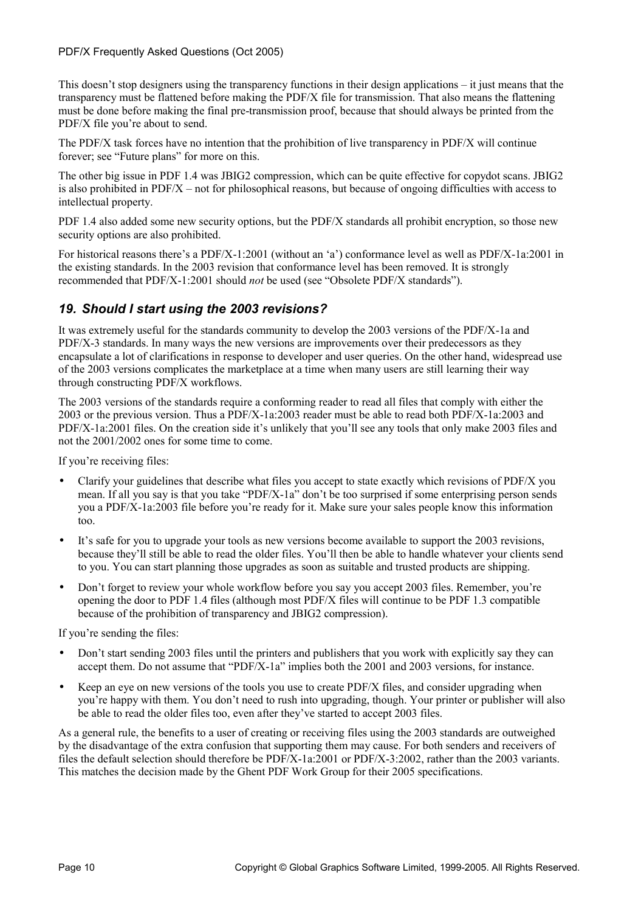This doesn't stop designers using the transparency functions in their design applications – it just means that the transparency must be flattened before making the PDF/X file for transmission. That also means the flattening must be done before making the final pre-transmission proof, because that should always be printed from the PDF/X file you're about to send.

The PDF/X task forces have no intention that the prohibition of live transparency in PDF/X will continue forever; see "Future plans" for more on this.

The other big issue in PDF 1.4 was JBIG2 compression, which can be quite effective for copydot scans. JBIG2 is also prohibited in PDF/X – not for philosophical reasons, but because of ongoing difficulties with access to intellectual property.

PDF 1.4 also added some new security options, but the PDF/X standards all prohibit encryption, so those new security options are also prohibited.

For historical reasons there's a PDF/X-1:2001 (without an 'a') conformance level as well as PDF/X-1a:2001 in the existing standards. In the 2003 revision that conformance level has been removed. It is strongly recommended that PDF/X-1:2001 should *not* be used (see "Obsolete PDF/X standards").

## *19. Should I start using the 2003 revisions?*

It was extremely useful for the standards community to develop the 2003 versions of the PDF/X-1a and PDF/X-3 standards. In many ways the new versions are improvements over their predecessors as they encapsulate a lot of clarifications in response to developer and user queries. On the other hand, widespread use of the 2003 versions complicates the marketplace at a time when many users are still learning their way through constructing PDF/X workflows.

The 2003 versions of the standards require a conforming reader to read all files that comply with either the 2003 or the previous version. Thus a PDF/X-1a:2003 reader must be able to read both PDF/X-1a:2003 and PDF/X-1a:2001 files. On the creation side it's unlikely that you'll see any tools that only make 2003 files and not the 2001/2002 ones for some time to come.

If you're receiving files:

- Clarify your guidelines that describe what files you accept to state exactly which revisions of PDF/X you mean. If all you say is that you take "PDF/X-1a" don't be too surprised if some enterprising person sends you a PDF/X-1a:2003 file before you're ready for it. Make sure your sales people know this information too.
- It's safe for you to upgrade your tools as new versions become available to support the 2003 revisions, because they'll still be able to read the older files. You'll then be able to handle whatever your clients send to you. You can start planning those upgrades as soon as suitable and trusted products are shipping.
- Don't forget to review your whole workflow before you say you accept 2003 files. Remember, you're opening the door to PDF 1.4 files (although most PDF/X files will continue to be PDF 1.3 compatible because of the prohibition of transparency and JBIG2 compression).

If you're sending the files:

- Don't start sending 2003 files until the printers and publishers that you work with explicitly say they can accept them. Do not assume that "PDF/X-1a" implies both the 2001 and 2003 versions, for instance.
- Keep an eye on new versions of the tools you use to create PDF/X files, and consider upgrading when you're happy with them. You don't need to rush into upgrading, though. Your printer or publisher will also be able to read the older files too, even after they've started to accept 2003 files.

As a general rule, the benefits to a user of creating or receiving files using the 2003 standards are outweighed by the disadvantage of the extra confusion that supporting them may cause. For both senders and receivers of files the default selection should therefore be PDF/X-1a:2001 or PDF/X-3:2002, rather than the 2003 variants. This matches the decision made by the Ghent PDF Work Group for their 2005 specifications.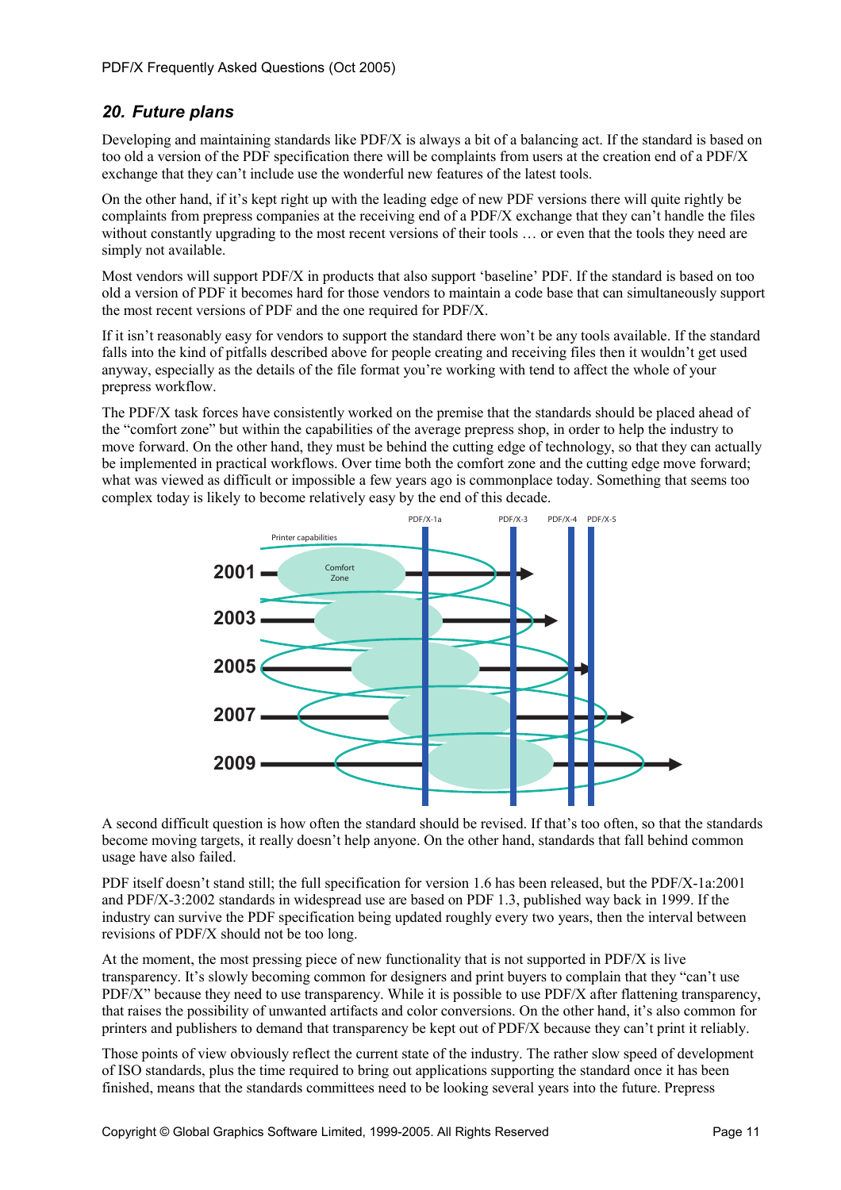## 20. Future plans

Developing and maintaining standards like PDF/X is always a bit of a balancing act. If the standard is based on too old a version of the PDF specification there will be complaints from users at the creation end of a PDF/X exchange that they can't include use the wonderful new features of the latest tools.

On the other hand, if it's kept right up with the leading edge of new PDF versions there will quite rightly be complaints from prepress companies at the receiving end of a PDF/X exchange that they can't handle the files without constantly upgrading to the most recent versions of their tools … or even that the tools they need are simply not available.

Most vendors will support PDF/X in products that also support 'baseline' PDF. If the standard is based on too old a version of PDF it becomes hard for those vendors to maintain a code base that can simultaneously support the most recent versions of PDF and the one required for PDF/X.

If it isn't reasonably easy for vendors to support the standard there won't be any tools available. If the standard falls into the kind of pitfalls described above for people creating and receiving files then it wouldn't get used anyway, especially as the details of the file format you're working with tend to affect the whole of your prepress workflow.

The PDF/X task forces have consistently worked on the premise that the standards should be placed ahead of the "comfort zone" but within the capabilities of the average prepress shop, in order to help the industry to move forward. On the other hand, they must be behind the cutting edge of technology, so that they can actually be implemented in practical workflows. Over time both the comfort zone and the cutting edge move forward; what was viewed as difficult or impossible a few years ago is commonplace today. Something that seems too complex today is likely to become relatively easy by the end of this decade.

A second difficult question is how often the standard should be revised. If that's too often, so that the standards become moving targets, it really doesn't help anyone. On the other hand, standards that fall behind common usage have also failed.

PDF itself doesn't stand still; the full specification for version 1.6 has been released, but the PDF/X-1a:2001 and PDF/X-3:2002 standards in widespread use are based on PDF 1.3, published way back in 1999. If the industry can survive the PDF specification being updated roughly every two years, then the interval between revisions of PDF/X should not be too long.

At the moment, the most pressing piece of new functionality that is not supported in PDF/X is live transparency. It's slowly becoming common for designers and print buyers to complain that they "can't use PDF/X" because they need to use transparency. While it is possible to use PDF/X after flattening transparency, that raises the possibility of unwanted artifacts and color conversions. On the other hand, it's also common for printers and publishers to demand that transparency be kept out of PDF/X because they can't print it reliably.

Those points of view obviously reflect the current state of the industry. The rather slow speed of development of ISO standards, plus the time required to bring out applications supporting the standard once it has been finished, means that the standards committees need to be looking several years into the future. Prepress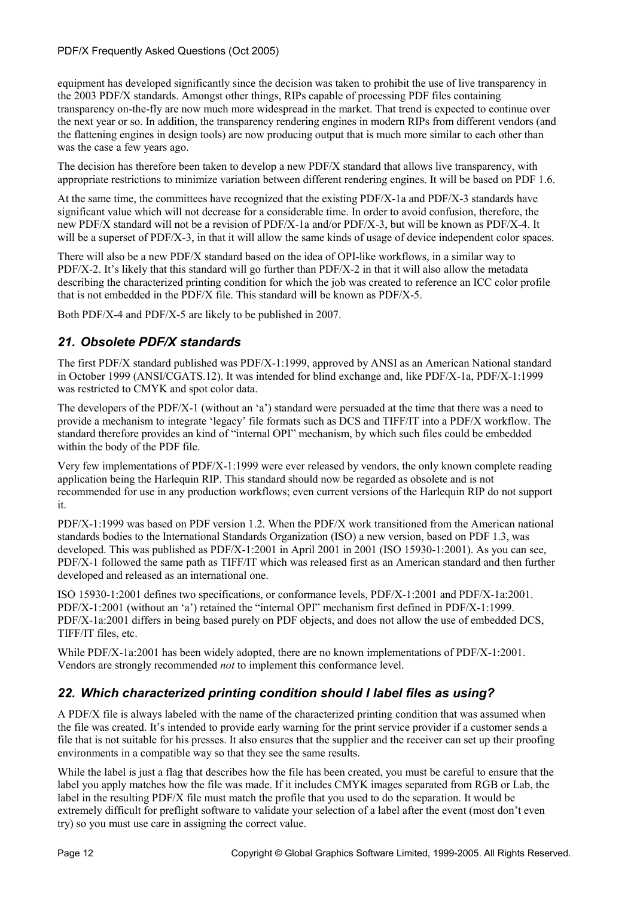equipment has developed significantly since the decision was taken to prohibit the use of live transparency in the 2003 PDF/X standards. Amongst other things, RIPs capable of processing PDF files containing transparency on-the-fly are now much more widespread in the market. That trend is expected to continue over the next year or so. In addition, the transparency rendering engines in modern RIPs from different vendors (and the flattening engines in design tools) are now producing output that is much more similar to each other than was the case a few years ago.

The decision has therefore been taken to develop a new PDF/X standard that allows live transparency, with appropriate restrictions to minimize variation between different rendering engines. It will be based on PDF 1.6.

At the same time, the committees have recognized that the existing PDF/X-1a and PDF/X-3 standards have significant value which will not decrease for a considerable time. In order to avoid confusion, therefore, the new PDF/X standard will not be a revision of PDF/X-1a and/or PDF/X-3, but will be known as PDF/X-4. It will be a superset of PDF/X-3, in that it will allow the same kinds of usage of device independent color spaces.

There will also be a new PDF/X standard based on the idea of OPI-like workflows, in a similar way to PDF/X-2. It's likely that this standard will go further than PDF/X-2 in that it will also allow the metadata describing the characterized printing condition for which the job was created to reference an ICC color profile that is not embedded in the PDF/X file. This standard will be known as PDF/X-5.

Both PDF/X-4 and PDF/X-5 are likely to be published in 2007.

## *21. Obsolete PDF/X standards*

The first PDF/X standard published was PDF/X-1:1999, approved by ANSI as an American National standard in October 1999 (ANSI/CGATS.12). It was intended for blind exchange and, like PDF/X-1a, PDF/X-1:1999 was restricted to CMYK and spot color data.

The developers of the PDF/X-1 (without an 'a') standard were persuaded at the time that there was a need to provide a mechanism to integrate 'legacy' file formats such as DCS and TIFF/IT into a PDF/X workflow. The standard therefore provides an kind of "internal OPI" mechanism, by which such files could be embedded within the body of the PDF file.

Very few implementations of PDF/X-1:1999 were ever released by vendors, the only known complete reading application being the Harlequin RIP. This standard should now be regarded as obsolete and is not recommended for use in any production workflows; even current versions of the Harlequin RIP do not support it.

PDF/X-1:1999 was based on PDF version 1.2. When the PDF/X work transitioned from the American national standards bodies to the International Standards Organization (ISO) a new version, based on PDF 1.3, was developed. This was published as PDF/X-1:2001 in April 2001 in 2001 (ISO 15930-1:2001). As you can see, PDF/X-1 followed the same path as TIFF/IT which was released first as an American standard and then further developed and released as an international one.

ISO 15930-1:2001 defines two specifications, or conformance levels, PDF/X-1:2001 and PDF/X-1a:2001. PDF/X-1:2001 (without an 'a') retained the "internal OPI" mechanism first defined in PDF/X-1:1999. PDF/X-1a:2001 differs in being based purely on PDF objects, and does not allow the use of embedded DCS, TIFF/IT files, etc.

While PDF/X-1a:2001 has been widely adopted, there are no known implementations of PDF/X-1:2001. Vendors are strongly recommended *not* to implement this conformance level.

## *22. Which characterized printing condition should I label files as using?*

A PDF/X file is always labeled with the name of the characterized printing condition that was assumed when the file was created. It's intended to provide early warning for the print service provider if a customer sends a file that is not suitable for his presses. It also ensures that the supplier and the receiver can set up their proofing environments in a compatible way so that they see the same results.

While the label is just a flag that describes how the file has been created, you must be careful to ensure that the label you apply matches how the file was made. If it includes CMYK images separated from RGB or Lab, the label in the resulting PDF/X file must match the profile that you used to do the separation. It would be extremely difficult for preflight software to validate your selection of a label after the event (most don't even try) so you must use care in assigning the correct value.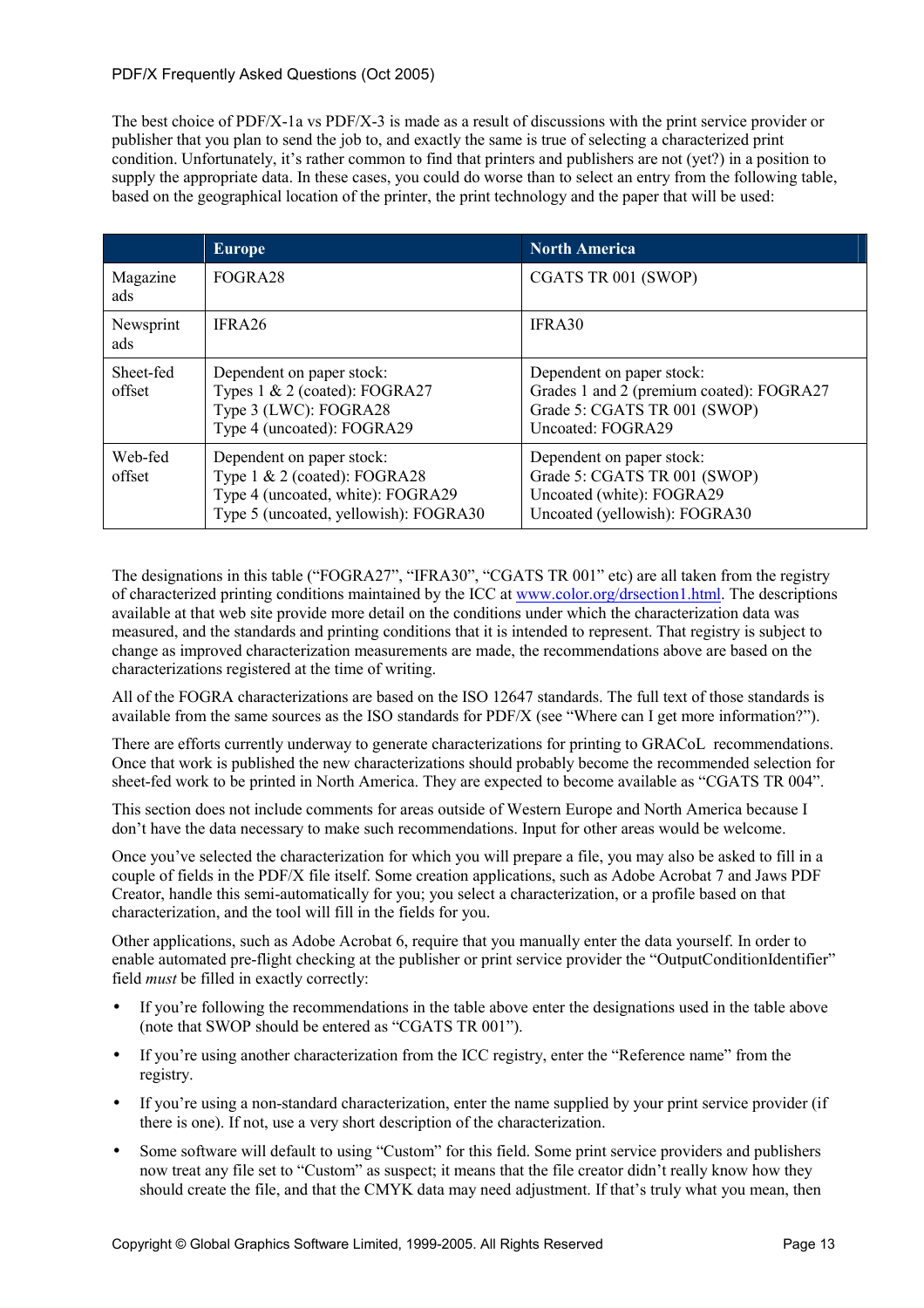The best choice of PDF/X-1a vs PDF/X-3 is made as a result of discussions with the print service provider or publisher that you plan to send the job to, and exactly the same is true of selecting a characterized print condition. Unfortunately, it's rather common to find that printers and publishers are not (yet?) in a position to supply the appropriate data. In these cases, you could do worse than to select an entry from the following table, based on the geographical location of the printer, the print technology and the paper that will be used:

| | Europe | North America |
|---|---|---|
| Magazine ads | FOGRA28 | CGATS TR 001 (SWOP) |
| Newsprint ads | IFRA26 | IFRA30 |
| Sheet-fed offset | Dependent on paper stock:<br>Types 1 & 2 (coated): FOGRA27<br>Type 3 (LWC): FOGRA28<br>Type 4 (uncoated): FOGRA29 | Dependent on paper stock:<br>Grades 1 and 2 (premium coated): FOGRA27<br>Grade 5: CGATS TR 001 (SWOP)<br>Uncoated: FOGRA29 |
| Web-fed offset | Dependent on paper stock:<br>Type 1 & 2 (coated): FOGRA28<br>Type 4 (uncoated, white): FOGRA29<br>Type 5 (uncoated, yellowish): FOGRA30 | Dependent on paper stock:<br>Grade 5: CGATS TR 001 (SWOP)<br>Uncoated (white): FOGRA29<br>Uncoated (yellowish): FOGRA30 |

The designations in this table ("FOGRA27", "IFRA30", "CGATS TR 001" etc) are all taken from the registry of characterized printing conditions maintained by the ICC at www.color.org/drsection1.html. The descriptions available at that web site provide more detail on the conditions under which the characterization data was measured, and the standards and printing conditions that it is intended to represent. That registry is subject to change as improved characterization measurements are made, the recommendations above are based on the characterizations registered at the time of writing.

All of the FOGRA characterizations are based on the ISO 12647 standards. The full text of those standards is available from the same sources as the ISO standards for PDF/X (see "Where can I get more information?").

There are efforts currently underway to generate characterizations for printing to GRACoL recommendations. Once that work is published the new characterizations should probably become the recommended selection for sheet-fed work to be printed in North America. They are expected to become available as "CGATS TR 004".

This section does not include comments for areas outside of Western Europe and North America because I don't have the data necessary to make such recommendations. Input for other areas would be welcome.

Once you've selected the characterization for which you will prepare a file, you may also be asked to fill in a couple of fields in the PDF/X file itself. Some creation applications, such as Adobe Acrobat 7 and Jaws PDF Creator, handle this semi-automatically for you; you select a characterization, or a profile based on that characterization, and the tool will fill in the fields for you.

Other applications, such as Adobe Acrobat 6, require that you manually enter the data yourself. In order to enable automated pre-flight checking at the publisher or print service provider the "OutputConditionIdentifier" field *must* be filled in exactly correctly:

- If you're following the recommendations in the table above enter the designations used in the table above (note that SWOP should be entered as "CGATS TR 001").
- If you're using another characterization from the ICC registry, enter the "Reference name" from the registry.
- If you're using a non-standard characterization, enter the name supplied by your print service provider (if there is one). If not, use a very short description of the characterization.
- Some software will default to using "Custom" for this field. Some print service providers and publishers now treat any file set to "Custom" as suspect; it means that the file creator didn't really know how they should create the file, and that the CMYK data may need adjustment. If that's truly what you mean, then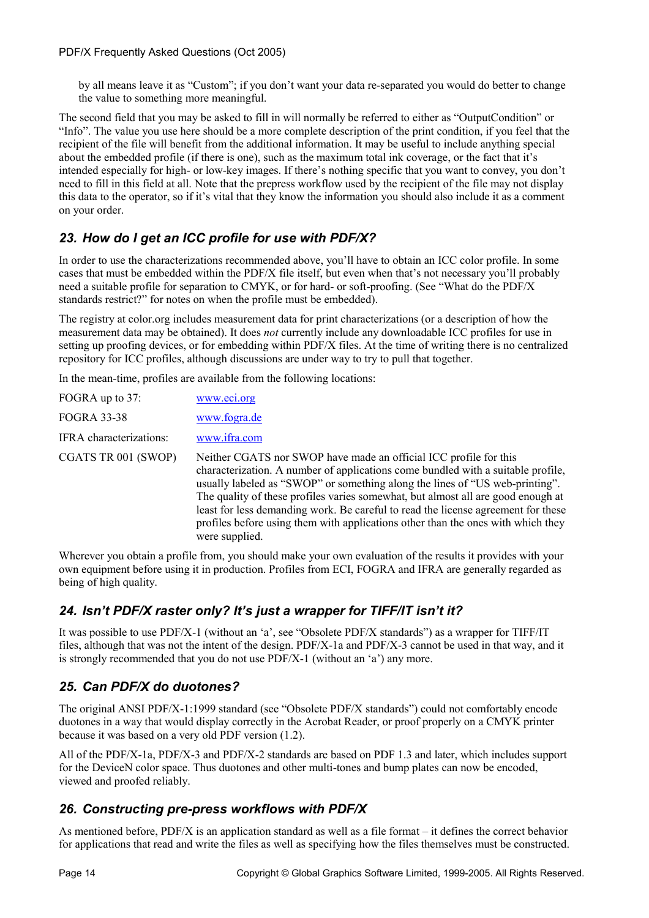by all means leave it as “Custom”; if you don’t want your data re-separated you would do better to change the value to something more meaningful.

The second field that you may be asked to fill in will normally be referred to either as “OutputCondition” or “Info”. The value you use here should be a more complete description of the print condition, if you feel that the recipient of the file will benefit from the additional information. It may be useful to include anything special about the embedded profile (if there is one), such as the maximum total ink coverage, or the fact that it’s intended especially for high- or low-key images. If there’s nothing specific that you want to convey, you don’t need to fill in this field at all. Note that the prepress workflow used by the recipient of the file may not display this data to the operator, so if it’s vital that they know the information you should also include it as a comment on your order.

## 23. How do I get an ICC profile for use with PDF/X?

In order to use the characterizations recommended above, you’ll have to obtain an ICC color profile. In some cases that must be embedded within the PDF/X file itself, but even when that’s not necessary you’ll probably need a suitable profile for separation to CMYK, or for hard- or soft-proofing. (See “What do the PDF/X standards restrict?” for notes on when the profile must be embedded).

The registry at color.org includes measurement data for print characterizations (or a description of how the measurement data may be obtained). It does *not* currently include any downloadable ICC profiles for use in setting up proofing devices, or for embedding within PDF/X files. At the time of writing there is no centralized repository for ICC profiles, although discussions are under way to try to pull that together.

In the mean-time, profiles are available from the following locations:

| | |
|---|---|
| FOGRA up to 37: | www.eci.org |
| FOGRA 33-38 | www.fogra.de |
| IFRA characterizations: | www.ifra.com |
| CGATS TR 001 (SWOP) | Neither CGATS nor SWOP have made an official ICC profile for this characterization. A number of applications come bundled with a suitable profile, usually labeled as “SWOP” or something along the lines of “US web-printing”. The quality of these profiles varies somewhat, but almost all are good enough at least for less demanding work. Be careful to read the license agreement for these profiles before using them with applications other than the ones with which they were supplied. |

Wherever you obtain a profile from, you should make your own evaluation of the results it provides with your own equipment before using it in production. Profiles from ECI, FOGRA and IFRA are generally regarded as being of high quality.

## 24. Isn’t PDF/X raster only? It’s just a wrapper for TIFF/IT isn’t it?

It was possible to use PDF/X-1 (without an ‘a’, see “Obsolete PDF/X standards”) as a wrapper for TIFF/IT files, although that was not the intent of the design. PDF/X-1a and PDF/X-3 cannot be used in that way, and it is strongly recommended that you do not use PDF/X-1 (without an ‘a’) any more.

## 25. Can PDF/X do duotones?

The original ANSI PDF/X-1:1999 standard (see “Obsolete PDF/X standards”) could not comfortably encode duotones in a way that would display correctly in the Acrobat Reader, or proof properly on a CMYK printer because it was based on a very old PDF version (1.2).

All of the PDF/X-1a, PDF/X-3 and PDF/X-2 standards are based on PDF 1.3 and later, which includes support for the DeviceN color space. Thus duotones and other multi-tones and bump plates can now be encoded, viewed and proofed reliably.

## 26. Constructing pre-press workflows with PDF/X

As mentioned before, PDF/X is an application standard as well as a file format – it defines the correct behavior for applications that read and write the files as well as specifying how the files themselves must be constructed.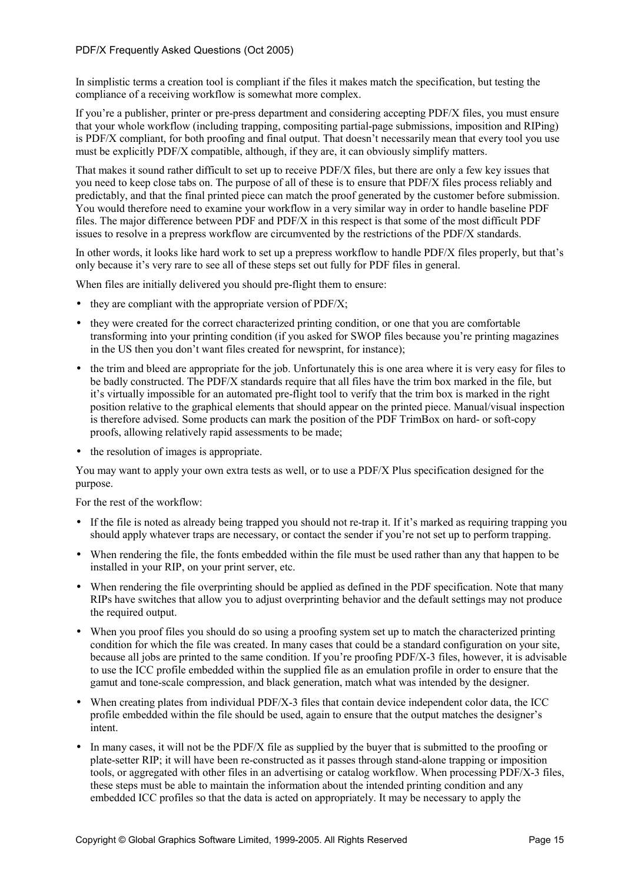In simplistic terms a creation tool is compliant if the files it makes match the specification, but testing the compliance of a receiving workflow is somewhat more complex.

If you're a publisher, printer or pre-press department and considering accepting PDF/X files, you must ensure that your whole workflow (including trapping, compositing partial-page submissions, imposition and RIPing) is PDF/X compliant, for both proofing and final output. That doesn't necessarily mean that every tool you use must be explicitly PDF/X compatible, although, if they are, it can obviously simplify matters.

That makes it sound rather difficult to set up to receive PDF/X files, but there are only a few key issues that you need to keep close tabs on. The purpose of all of these is to ensure that PDF/X files process reliably and predictably, and that the final printed piece can match the proof generated by the customer before submission. You would therefore need to examine your workflow in a very similar way in order to handle baseline PDF files. The major difference between PDF and PDF/X in this respect is that some of the most difficult PDF issues to resolve in a prepress workflow are circumvented by the restrictions of the PDF/X standards.

In other words, it looks like hard work to set up a prepress workflow to handle PDF/X files properly, but that's only because it's very rare to see all of these steps set out fully for PDF files in general.

When files are initially delivered you should pre-flight them to ensure:

- they are compliant with the appropriate version of PDF/X;
- they were created for the correct characterized printing condition, or one that you are comfortable transforming into your printing condition (if you asked for SWOP files because you're printing magazines in the US then you don't want files created for newsprint, for instance);
- the trim and bleed are appropriate for the job. Unfortunately this is one area where it is very easy for files to be badly constructed. The PDF/X standards require that all files have the trim box marked in the file, but it's virtually impossible for an automated pre-flight tool to verify that the trim box is marked in the right position relative to the graphical elements that should appear on the printed piece. Manual/visual inspection is therefore advised. Some products can mark the position of the PDF TrimBox on hard- or soft-copy proofs, allowing relatively rapid assessments to be made;
- the resolution of images is appropriate.

You may want to apply your own extra tests as well, or to use a PDF/X Plus specification designed for the purpose.

For the rest of the workflow:

- If the file is noted as already being trapped you should not re-trap it. If it's marked as requiring trapping you should apply whatever traps are necessary, or contact the sender if you're not set up to perform trapping.
- When rendering the file, the fonts embedded within the file must be used rather than any that happen to be installed in your RIP, on your print server, etc.
- When rendering the file overprinting should be applied as defined in the PDF specification. Note that many RIPs have switches that allow you to adjust overprinting behavior and the default settings may not produce the required output.
- When you proof files you should do so using a proofing system set up to match the characterized printing condition for which the file was created. In many cases that could be a standard configuration on your site, because all jobs are printed to the same condition. If you're proofing PDF/X-3 files, however, it is advisable to use the ICC profile embedded within the supplied file as an emulation profile in order to ensure that the gamut and tone-scale compression, and black generation, match what was intended by the designer.
- When creating plates from individual PDF/X-3 files that contain device independent color data, the ICC profile embedded within the file should be used, again to ensure that the output matches the designer's intent.
- In many cases, it will not be the PDF/X file as supplied by the buyer that is submitted to the proofing or plate-setter RIP; it will have been re-constructed as it passes through stand-alone trapping or imposition tools, or aggregated with other files in an advertising or catalog workflow. When processing PDF/X-3 files, these steps must be able to maintain the information about the intended printing condition and any embedded ICC profiles so that the data is acted on appropriately. It may be necessary to apply the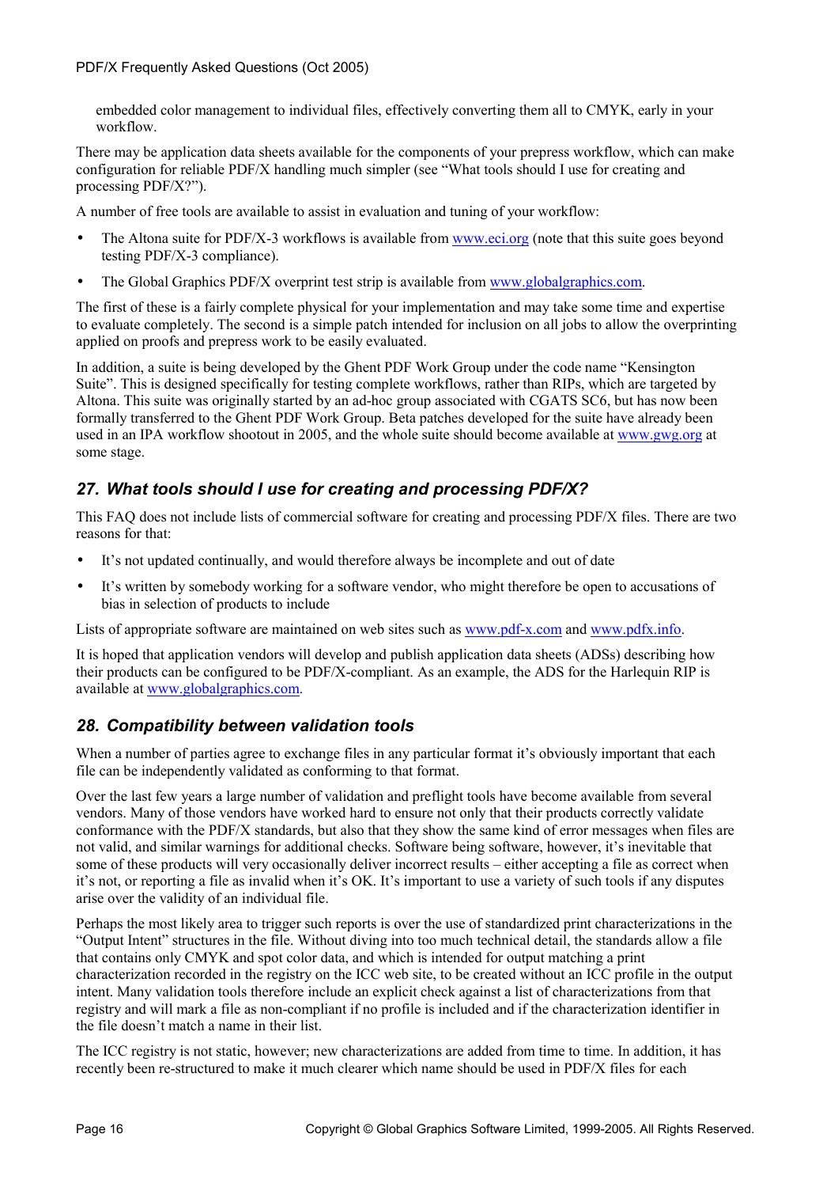embedded color management to individual files, effectively converting them all to CMYK, early in your workflow.

There may be application data sheets available for the components of your prepress workflow, which can make configuration for reliable PDF/X handling much simpler (see "What tools should I use for creating and processing PDF/X?").

A number of free tools are available to assist in evaluation and tuning of your workflow:

- The Altona suite for PDF/X-3 workflows is available from www.eci.org (note that this suite goes beyond testing PDF/X-3 compliance).
- The Global Graphics PDF/X overprint test strip is available from www.globalgraphics.com.

The first of these is a fairly complete physical for your implementation and may take some time and expertise to evaluate completely. The second is a simple patch intended for inclusion on all jobs to allow the overprinting applied on proofs and prepress work to be easily evaluated.

In addition, a suite is being developed by the Ghent PDF Work Group under the code name "Kensington Suite". This is designed specifically for testing complete workflows, rather than RIPs, which are targeted by Altona. This suite was originally started by an ad-hoc group associated with CGATS SC6, but has now been formally transferred to the Ghent PDF Work Group. Beta patches developed for the suite have already been used in an IPA workflow shootout in 2005, and the whole suite should become available at www.gwg.org at some stage.

## 27. What tools should I use for creating and processing PDF/X?

This FAQ does not include lists of commercial software for creating and processing PDF/X files. There are two reasons for that:

- It's not updated continually, and would therefore always be incomplete and out of date
- It's written by somebody working for a software vendor, who might therefore be open to accusations of bias in selection of products to include

Lists of appropriate software are maintained on web sites such as www.pdf-x.com and www.pdfx.info.

It is hoped that application vendors will develop and publish application data sheets (ADSs) describing how their products can be configured to be PDF/X-compliant. As an example, the ADS for the Harlequin RIP is available at www.globalgraphics.com.

## 28. Compatibility between validation tools

When a number of parties agree to exchange files in any particular format it's obviously important that each file can be independently validated as conforming to that format.

Over the last few years a large number of validation and preflight tools have become available from several vendors. Many of those vendors have worked hard to ensure not only that their products correctly validate conformance with the PDF/X standards, but also that they show the same kind of error messages when files are not valid, and similar warnings for additional checks. Software being software, however, it's inevitable that some of these products will very occasionally deliver incorrect results – either accepting a file as correct when it's not, or reporting a file as invalid when it's OK. It's important to use a variety of such tools if any disputes arise over the validity of an individual file.

Perhaps the most likely area to trigger such reports is over the use of standardized print characterizations in the "Output Intent" structures in the file. Without diving into too much technical detail, the standards allow a file that contains only CMYK and spot color data, and which is intended for output matching a print characterization recorded in the registry on the ICC web site, to be created without an ICC profile in the output intent. Many validation tools therefore include an explicit check against a list of characterizations from that registry and will mark a file as non-compliant if no profile is included and if the characterization identifier in the file doesn't match a name in their list.

The ICC registry is not static, however; new characterizations are added from time to time. In addition, it has recently been re-structured to make it much clearer which name should be used in PDF/X files for each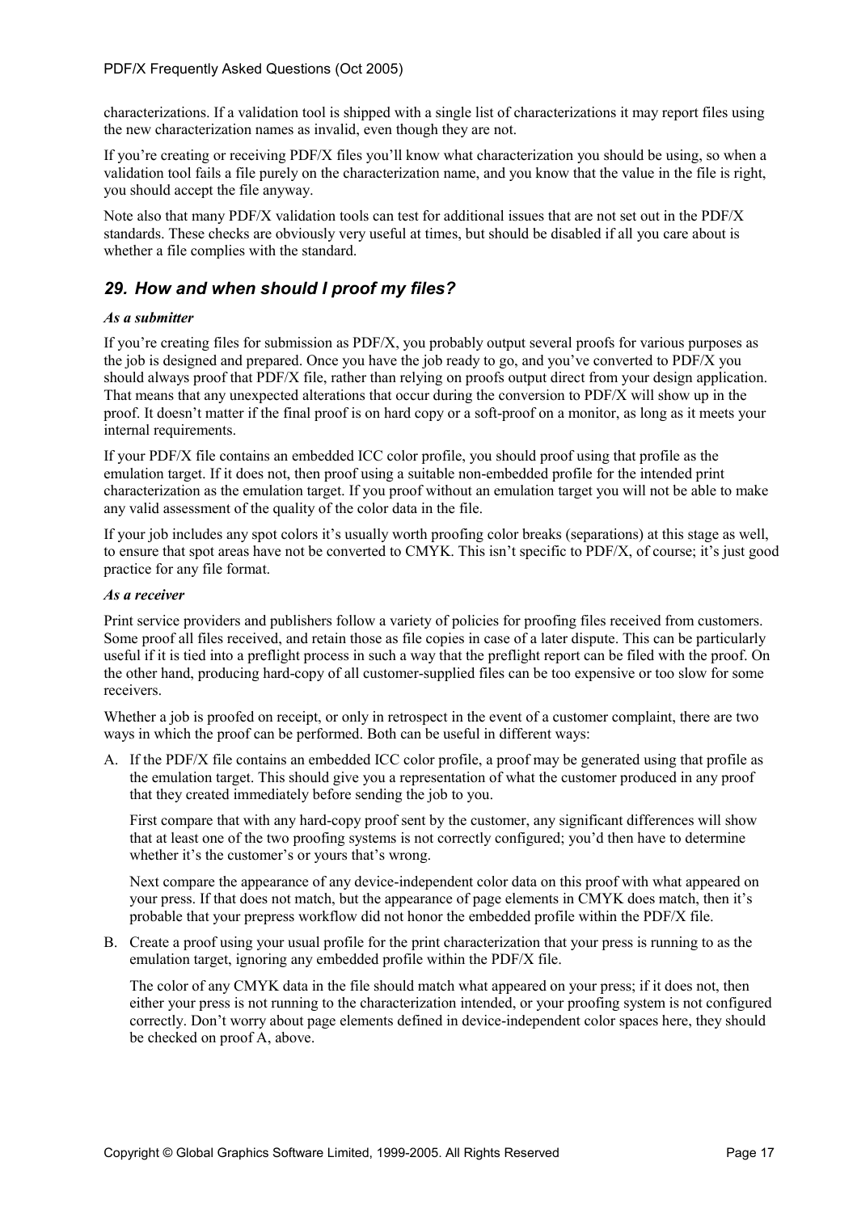characterizations. If a validation tool is shipped with a single list of characterizations it may report files using the new characterization names as invalid, even though they are not.

If you're creating or receiving PDF/X files you'll know what characterization you should be using, so when a validation tool fails a file purely on the characterization name, and you know that the value in the file is right, you should accept the file anyway.

Note also that many PDF/X validation tools can test for additional issues that are not set out in the PDF/X standards. These checks are obviously very useful at times, but should be disabled if all you care about is whether a file complies with the standard.

## 29. How and when should I proof my files?

***As a submitter***

If you're creating files for submission as PDF/X, you probably output several proofs for various purposes as the job is designed and prepared. Once you have the job ready to go, and you've converted to PDF/X you should always proof that PDF/X file, rather than relying on proofs output direct from your design application. That means that any unexpected alterations that occur during the conversion to PDF/X will show up in the proof. It doesn't matter if the final proof is on hard copy or a soft-proof on a monitor, as long as it meets your internal requirements.

If your PDF/X file contains an embedded ICC color profile, you should proof using that profile as the emulation target. If it does not, then proof using a suitable non-embedded profile for the intended print characterization as the emulation target. If you proof without an emulation target you will not be able to make any valid assessment of the quality of the color data in the file.

If your job includes any spot colors it's usually worth proofing color breaks (separations) at this stage as well, to ensure that spot areas have not be converted to CMYK. This isn't specific to PDF/X, of course; it's just good practice for any file format.

***As a receiver***

Print service providers and publishers follow a variety of policies for proofing files received from customers. Some proof all files received, and retain those as file copies in case of a later dispute. This can be particularly useful if it is tied into a preflight process in such a way that the preflight report can be filed with the proof. On the other hand, producing hard-copy of all customer-supplied files can be too expensive or too slow for some receivers.

Whether a job is proofed on receipt, or only in retrospect in the event of a customer complaint, there are two ways in which the proof can be performed. Both can be useful in different ways:

A. If the PDF/X file contains an embedded ICC color profile, a proof may be generated using that profile as the emulation target. This should give you a representation of what the customer produced in any proof that they created immediately before sending the job to you.

   First compare that with any hard-copy proof sent by the customer, any significant differences will show that at least one of the two proofing systems is not correctly configured; you'd then have to determine whether it's the customer's or yours that's wrong.

   Next compare the appearance of any device-independent color data on this proof with what appeared on your press. If that does not match, but the appearance of page elements in CMYK does match, then it's probable that your prepress workflow did not honor the embedded profile within the PDF/X file.

B. Create a proof using your usual profile for the print characterization that your press is running to as the emulation target, ignoring any embedded profile within the PDF/X file.

   The color of any CMYK data in the file should match what appeared on your press; if it does not, then either your press is not running to the characterization intended, or your proofing system is not configured correctly. Don't worry about page elements defined in device-independent color spaces here, they should be checked on proof A, above.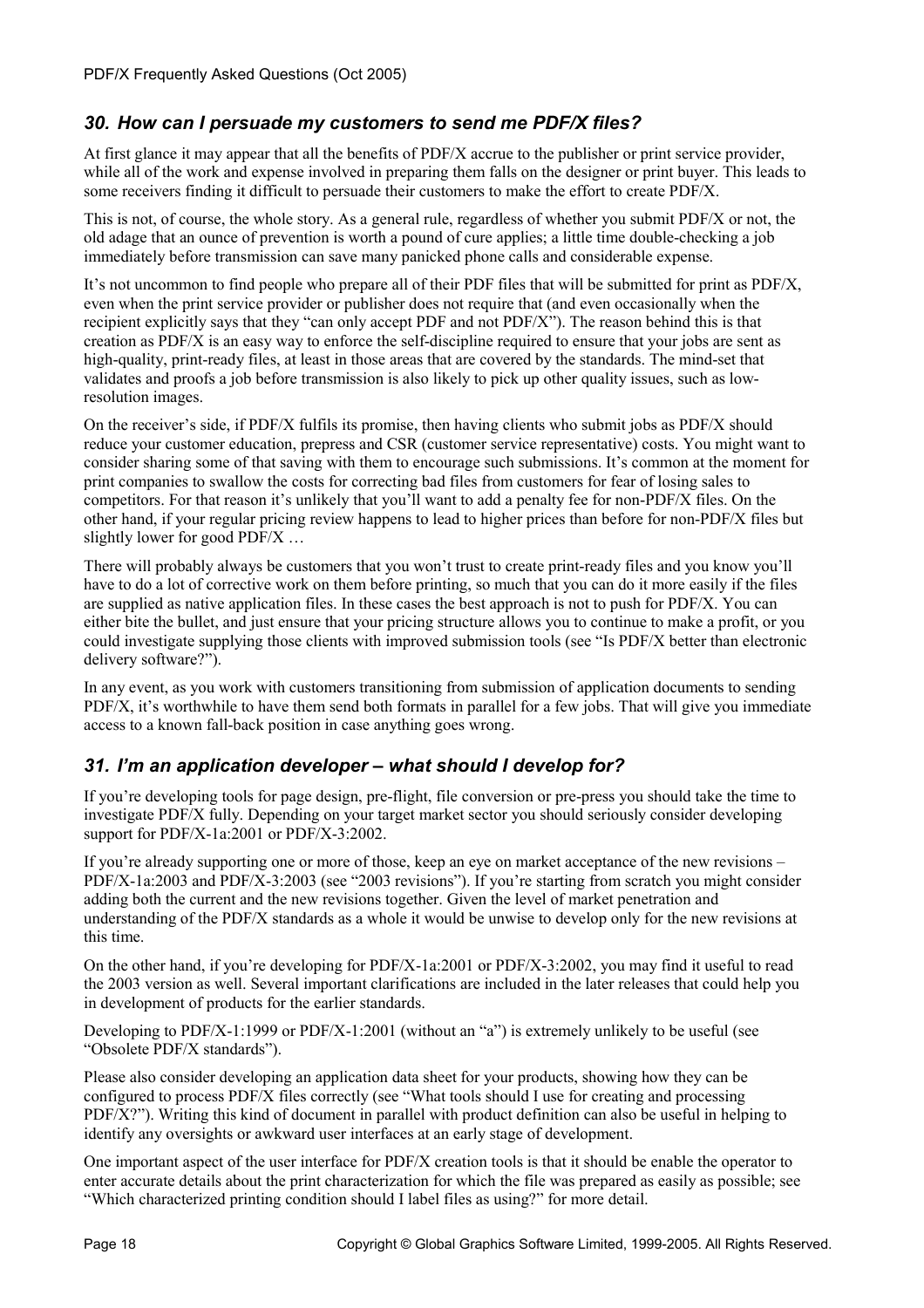## *30. How can I persuade my customers to send me PDF/X files?*

At first glance it may appear that all the benefits of PDF/X accrue to the publisher or print service provider, while all of the work and expense involved in preparing them falls on the designer or print buyer. This leads to some receivers finding it difficult to persuade their customers to make the effort to create PDF/X.

This is not, of course, the whole story. As a general rule, regardless of whether you submit PDF/X or not, the old adage that an ounce of prevention is worth a pound of cure applies; a little time double-checking a job immediately before transmission can save many panicked phone calls and considerable expense.

It's not uncommon to find people who prepare all of their PDF files that will be submitted for print as PDF/X, even when the print service provider or publisher does not require that (and even occasionally when the recipient explicitly says that they "can only accept PDF and not PDF/X"). The reason behind this is that creation as PDF/X is an easy way to enforce the self-discipline required to ensure that your jobs are sent as high-quality, print-ready files, at least in those areas that are covered by the standards. The mind-set that validates and proofs a job before transmission is also likely to pick up other quality issues, such as low-resolution images.

On the receiver's side, if PDF/X fulfils its promise, then having clients who submit jobs as PDF/X should reduce your customer education, prepress and CSR (customer service representative) costs. You might want to consider sharing some of that saving with them to encourage such submissions. It's common at the moment for print companies to swallow the costs for correcting bad files from customers for fear of losing sales to competitors. For that reason it's unlikely that you'll want to add a penalty fee for non-PDF/X files. On the other hand, if your regular pricing review happens to lead to higher prices than before for non-PDF/X files but slightly lower for good PDF/X …

There will probably always be customers that you won't trust to create print-ready files and you know you'll have to do a lot of corrective work on them before printing, so much that you can do it more easily if the files are supplied as native application files. In these cases the best approach is not to push for PDF/X. You can either bite the bullet, and just ensure that your pricing structure allows you to continue to make a profit, or you could investigate supplying those clients with improved submission tools (see "Is PDF/X better than electronic delivery software?").

In any event, as you work with customers transitioning from submission of application documents to sending PDF/X, it's worthwhile to have them send both formats in parallel for a few jobs. That will give you immediate access to a known fall-back position in case anything goes wrong.

## *31. I'm an application developer – what should I develop for?*

If you're developing tools for page design, pre-flight, file conversion or pre-press you should take the time to investigate PDF/X fully. Depending on your target market sector you should seriously consider developing support for PDF/X-1a:2001 or PDF/X-3:2002.

If you're already supporting one or more of those, keep an eye on market acceptance of the new revisions – PDF/X-1a:2003 and PDF/X-3:2003 (see "2003 revisions"). If you're starting from scratch you might consider adding both the current and the new revisions together. Given the level of market penetration and understanding of the PDF/X standards as a whole it would be unwise to develop only for the new revisions at this time.

On the other hand, if you're developing for PDF/X-1a:2001 or PDF/X-3:2002, you may find it useful to read the 2003 version as well. Several important clarifications are included in the later releases that could help you in development of products for the earlier standards.

Developing to PDF/X-1:1999 or PDF/X-1:2001 (without an "a") is extremely unlikely to be useful (see "Obsolete PDF/X standards").

Please also consider developing an application data sheet for your products, showing how they can be configured to process PDF/X files correctly (see "What tools should I use for creating and processing PDF/X?"). Writing this kind of document in parallel with product definition can also be useful in helping to identify any oversights or awkward user interfaces at an early stage of development.

One important aspect of the user interface for PDF/X creation tools is that it should be enable the operator to enter accurate details about the print characterization for which the file was prepared as easily as possible; see "Which characterized printing condition should I label files as using?" for more detail.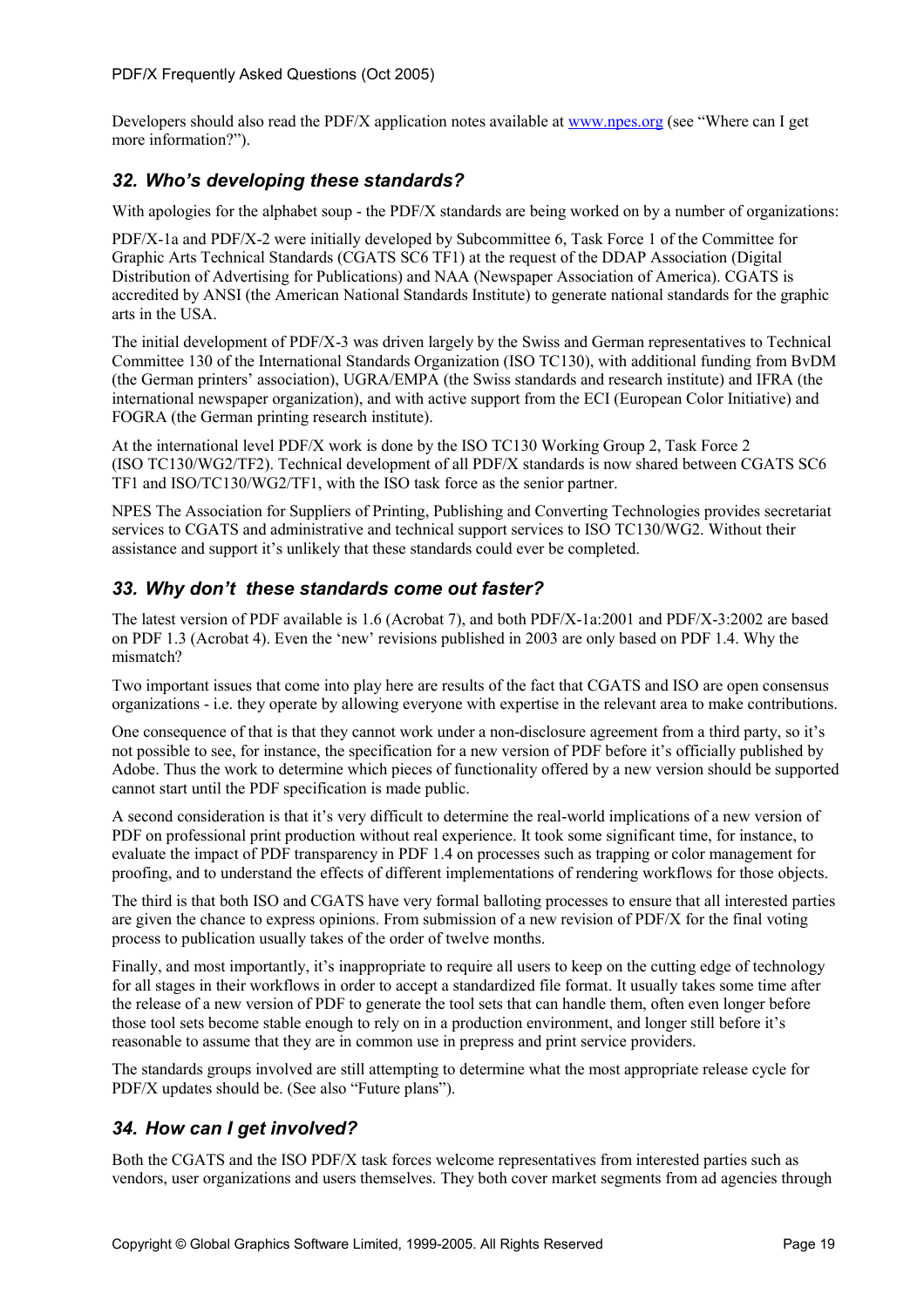Developers should also read the PDF/X application notes available at www.npes.org (see "Where can I get more information?").

## *32. Who's developing these standards?*

With apologies for the alphabet soup - the PDF/X standards are being worked on by a number of organizations:

PDF/X-1a and PDF/X-2 were initially developed by Subcommittee 6, Task Force 1 of the Committee for Graphic Arts Technical Standards (CGATS SC6 TF1) at the request of the DDAP Association (Digital Distribution of Advertising for Publications) and NAA (Newspaper Association of America). CGATS is accredited by ANSI (the American National Standards Institute) to generate national standards for the graphic arts in the USA.

The initial development of PDF/X-3 was driven largely by the Swiss and German representatives to Technical Committee 130 of the International Standards Organization (ISO TC130), with additional funding from BvDM (the German printers' association), UGRA/EMPA (the Swiss standards and research institute) and IFRA (the international newspaper organization), and with active support from the ECI (European Color Initiative) and FOGRA (the German printing research institute).

At the international level PDF/X work is done by the ISO TC130 Working Group 2, Task Force 2 (ISO TC130/WG2/TF2). Technical development of all PDF/X standards is now shared between CGATS SC6 TF1 and ISO/TC130/WG2/TF1, with the ISO task force as the senior partner.

NPES The Association for Suppliers of Printing, Publishing and Converting Technologies provides secretariat services to CGATS and administrative and technical support services to ISO TC130/WG2. Without their assistance and support it's unlikely that these standards could ever be completed.

## *33. Why don't these standards come out faster?*

The latest version of PDF available is 1.6 (Acrobat 7), and both PDF/X-1a:2001 and PDF/X-3:2002 are based on PDF 1.3 (Acrobat 4). Even the 'new' revisions published in 2003 are only based on PDF 1.4. Why the mismatch?

Two important issues that come into play here are results of the fact that CGATS and ISO are open consensus organizations - i.e. they operate by allowing everyone with expertise in the relevant area to make contributions.

One consequence of that is that they cannot work under a non-disclosure agreement from a third party, so it's not possible to see, for instance, the specification for a new version of PDF before it's officially published by Adobe. Thus the work to determine which pieces of functionality offered by a new version should be supported cannot start until the PDF specification is made public.

A second consideration is that it's very difficult to determine the real-world implications of a new version of PDF on professional print production without real experience. It took some significant time, for instance, to evaluate the impact of PDF transparency in PDF 1.4 on processes such as trapping or color management for proofing, and to understand the effects of different implementations of rendering workflows for those objects.

The third is that both ISO and CGATS have very formal balloting processes to ensure that all interested parties are given the chance to express opinions. From submission of a new revision of PDF/X for the final voting process to publication usually takes of the order of twelve months.

Finally, and most importantly, it's inappropriate to require all users to keep on the cutting edge of technology for all stages in their workflows in order to accept a standardized file format. It usually takes some time after the release of a new version of PDF to generate the tool sets that can handle them, often even longer before those tool sets become stable enough to rely on in a production environment, and longer still before it's reasonable to assume that they are in common use in prepress and print service providers.

The standards groups involved are still attempting to determine what the most appropriate release cycle for PDF/X updates should be. (See also "Future plans").

## *34. How can I get involved?*

Both the CGATS and the ISO PDF/X task forces welcome representatives from interested parties such as vendors, user organizations and users themselves. They both cover market segments from ad agencies through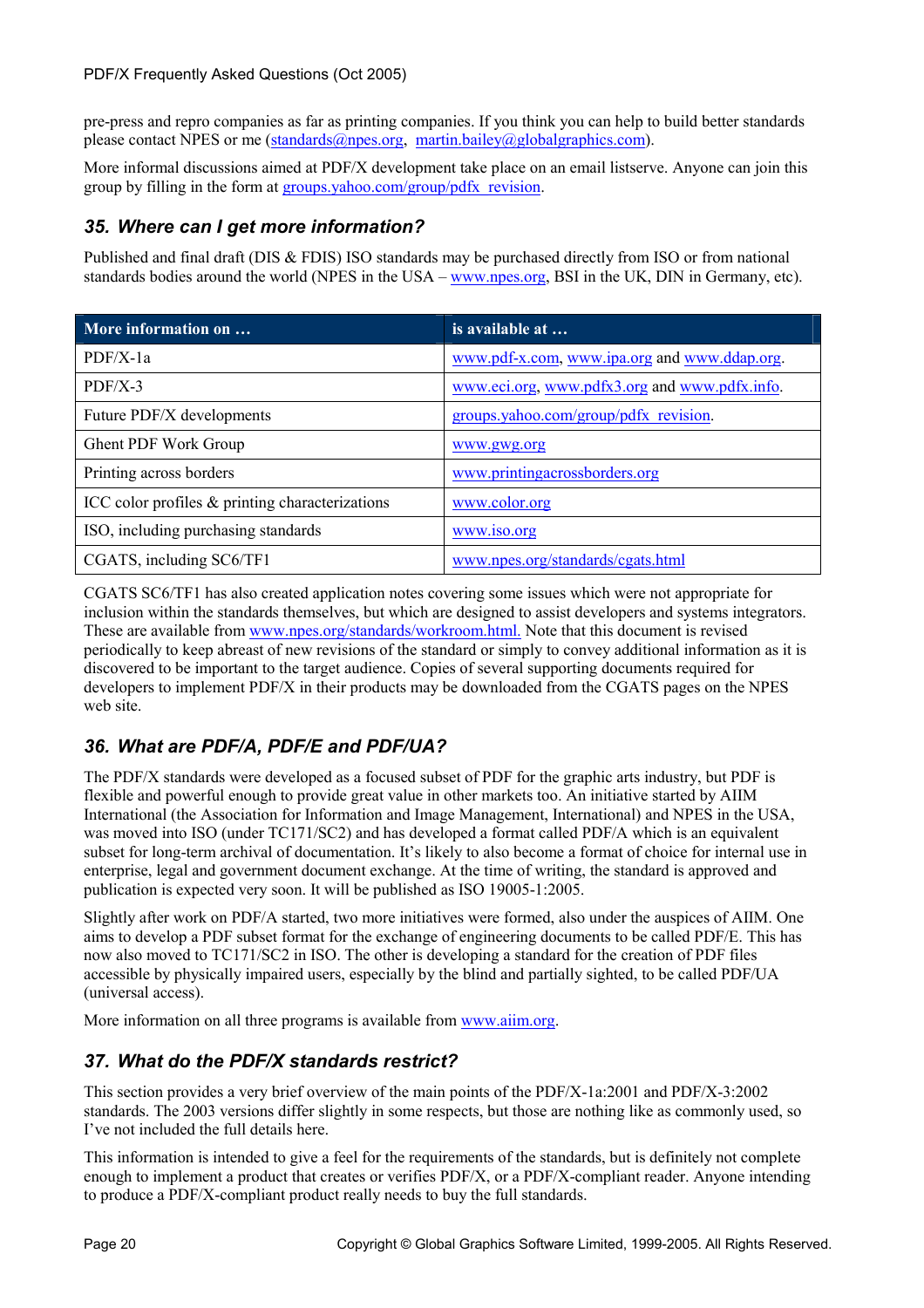pre-press and repro companies as far as printing companies. If you think you can help to build better standards please contact NPES or me (standards@npes.org, martin.bailey@globalgraphics.com).

More informal discussions aimed at PDF/X development take place on an email listserve. Anyone can join this group by filling in the form at groups.yahoo.com/group/pdfx_revision.

## 35. Where can I get more information?

Published and final draft (DIS & FDIS) ISO standards may be purchased directly from ISO or from national standards bodies around the world (NPES in the USA – www.npes.org, BSI in the UK, DIN in Germany, etc).

| More information on … | is available at … |
|---|---|
| PDF/X-1a | www.pdf-x.com, www.ipa.org and www.ddap.org. |
| PDF/X-3 | www.eci.org, www.pdfx3.org and www.pdfx.info. |
| Future PDF/X developments | groups.yahoo.com/group/pdfx_revision. |
| Ghent PDF Work Group | www.gwg.org |
| Printing across borders | www.printingacrossborders.org |
| ICC color profiles & printing characterizations | www.color.org |
| ISO, including purchasing standards | www.iso.org |
| CGATS, including SC6/TF1 | www.npes.org/standards/cgats.html |

CGATS SC6/TF1 has also created application notes covering some issues which were not appropriate for inclusion within the standards themselves, but which are designed to assist developers and systems integrators. These are available from www.npes.org/standards/workroom.html. Note that this document is revised periodically to keep abreast of new revisions of the standard or simply to convey additional information as it is discovered to be important to the target audience. Copies of several supporting documents required for developers to implement PDF/X in their products may be downloaded from the CGATS pages on the NPES web site.

## 36. What are PDF/A, PDF/E and PDF/UA?

The PDF/X standards were developed as a focused subset of PDF for the graphic arts industry, but PDF is flexible and powerful enough to provide great value in other markets too. An initiative started by AIIM International (the Association for Information and Image Management, International) and NPES in the USA, was moved into ISO (under TC171/SC2) and has developed a format called PDF/A which is an equivalent subset for long-term archival of documentation. It's likely to also become a format of choice for internal use in enterprise, legal and government document exchange. At the time of writing, the standard is approved and publication is expected very soon. It will be published as ISO 19005-1:2005.

Slightly after work on PDF/A started, two more initiatives were formed, also under the auspices of AIIM. One aims to develop a PDF subset format for the exchange of engineering documents to be called PDF/E. This has now also moved to TC171/SC2 in ISO. The other is developing a standard for the creation of PDF files accessible by physically impaired users, especially by the blind and partially sighted, to be called PDF/UA (universal access).

More information on all three programs is available from www.aiim.org.

## 37. What do the PDF/X standards restrict?

This section provides a very brief overview of the main points of the PDF/X-1a:2001 and PDF/X-3:2002 standards. The 2003 versions differ slightly in some respects, but those are nothing like as commonly used, so I've not included the full details here.

This information is intended to give a feel for the requirements of the standards, but is definitely not complete enough to implement a product that creates or verifies PDF/X, or a PDF/X-compliant reader. Anyone intending to produce a PDF/X-compliant product really needs to buy the full standards.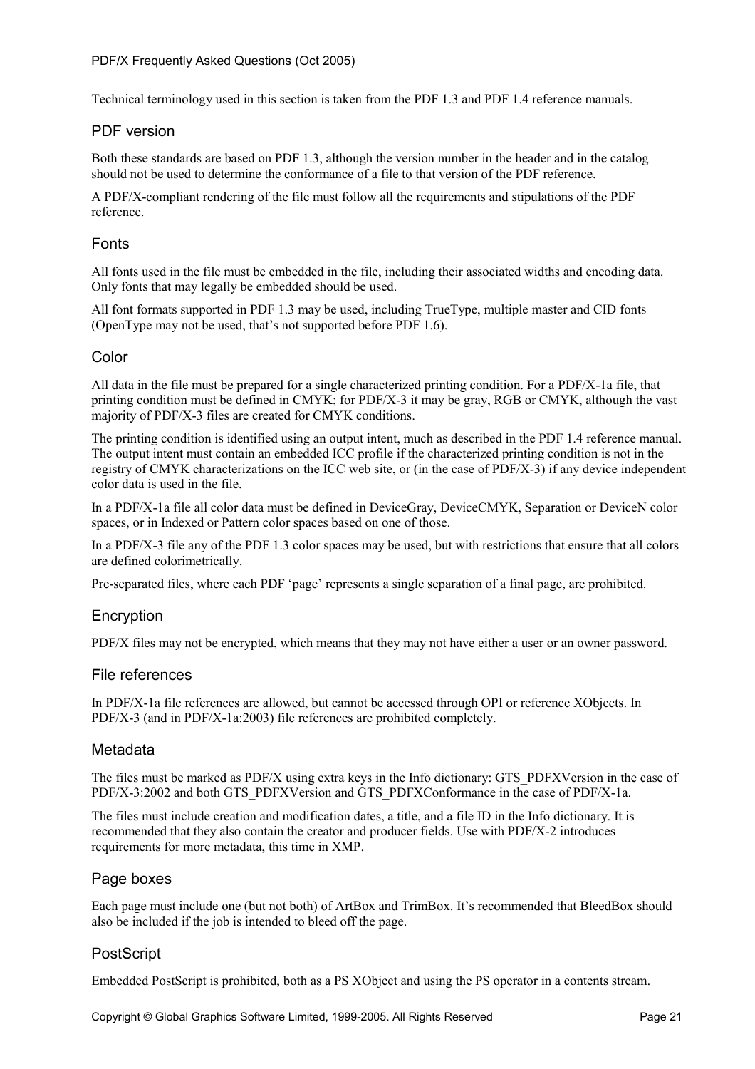Technical terminology used in this section is taken from the PDF 1.3 and PDF 1.4 reference manuals.

## PDF version

Both these standards are based on PDF 1.3, although the version number in the header and in the catalog should not be used to determine the conformance of a file to that version of the PDF reference.

A PDF/X-compliant rendering of the file must follow all the requirements and stipulations of the PDF reference.

## Fonts

All fonts used in the file must be embedded in the file, including their associated widths and encoding data. Only fonts that may legally be embedded should be used.

All font formats supported in PDF 1.3 may be used, including TrueType, multiple master and CID fonts (OpenType may not be used, that's not supported before PDF 1.6).

## Color

All data in the file must be prepared for a single characterized printing condition. For a PDF/X-1a file, that printing condition must be defined in CMYK; for PDF/X-3 it may be gray, RGB or CMYK, although the vast majority of PDF/X-3 files are created for CMYK conditions.

The printing condition is identified using an output intent, much as described in the PDF 1.4 reference manual. The output intent must contain an embedded ICC profile if the characterized printing condition is not in the registry of CMYK characterizations on the ICC web site, or (in the case of PDF/X-3) if any device independent color data is used in the file.

In a PDF/X-1a file all color data must be defined in DeviceGray, DeviceCMYK, Separation or DeviceN color spaces, or in Indexed or Pattern color spaces based on one of those.

In a PDF/X-3 file any of the PDF 1.3 color spaces may be used, but with restrictions that ensure that all colors are defined colorimetrically.

Pre-separated files, where each PDF 'page' represents a single separation of a final page, are prohibited.

## Encryption

PDF/X files may not be encrypted, which means that they may not have either a user or an owner password.

## File references

In PDF/X-1a file references are allowed, but cannot be accessed through OPI or reference XObjects. In PDF/X-3 (and in PDF/X-1a:2003) file references are prohibited completely.

## Metadata

The files must be marked as PDF/X using extra keys in the Info dictionary: GTS_PDFXVersion in the case of PDF/X-3:2002 and both GTS_PDFXVersion and GTS_PDFXConformance in the case of PDF/X-1a.

The files must include creation and modification dates, a title, and a file ID in the Info dictionary. It is recommended that they also contain the creator and producer fields. Use with PDF/X-2 introduces requirements for more metadata, this time in XMP.

## Page boxes

Each page must include one (but not both) of ArtBox and TrimBox. It's recommended that BleedBox should also be included if the job is intended to bleed off the page.

## PostScript

Embedded PostScript is prohibited, both as a PS XObject and using the PS operator in a contents stream.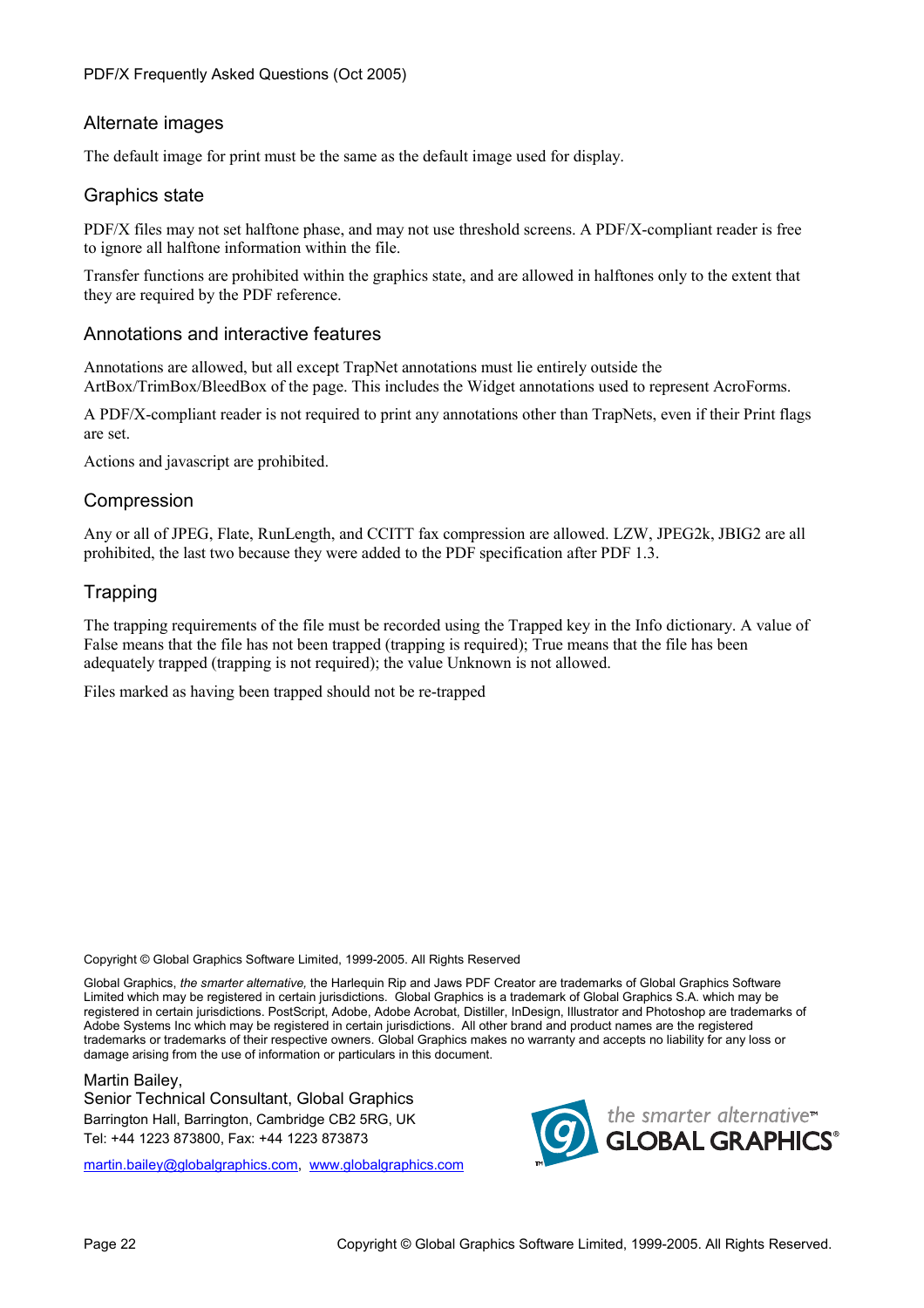## Alternate images

The default image for print must be the same as the default image used for display.

## Graphics state

PDF/X files may not set halftone phase, and may not use threshold screens. A PDF/X-compliant reader is free to ignore all halftone information within the file.

Transfer functions are prohibited within the graphics state, and are allowed in halftones only to the extent that they are required by the PDF reference.

## Annotations and interactive features

Annotations are allowed, but all except TrapNet annotations must lie entirely outside the ArtBox/TrimBox/BleedBox of the page. This includes the Widget annotations used to represent AcroForms.

A PDF/X-compliant reader is not required to print any annotations other than TrapNets, even if their Print flags are set.

Actions and javascript are prohibited.

## Compression

Any or all of JPEG, Flate, RunLength, and CCITT fax compression are allowed. LZW, JPEG2k, JBIG2 are all prohibited, the last two because they were added to the PDF specification after PDF 1.3.

## Trapping

The trapping requirements of the file must be recorded using the Trapped key in the Info dictionary. A value of False means that the file has not been trapped (trapping is required); True means that the file has been adequately trapped (trapping is not required); the value Unknown is not allowed.

Files marked as having been trapped should not be re-trapped

Copyright © Global Graphics Software Limited, 1999-2005. All Rights Reserved

Global Graphics, *the smarter alternative,* the Harlequin Rip and Jaws PDF Creator are trademarks of Global Graphics Software Limited which may be registered in certain jurisdictions. Global Graphics is a trademark of Global Graphics S.A. which may be registered in certain jurisdictions. PostScript, Adobe, Adobe Acrobat, Distiller, InDesign, Illustrator and Photoshop are trademarks of Adobe Systems Inc which may be registered in certain jurisdictions. All other brand and product names are the registered trademarks or trademarks of their respective owners. Global Graphics makes no warranty and accepts no liability for any loss or damage arising from the use of information or particulars in this document.

Martin Bailey,
Senior Technical Consultant, Global Graphics
Barrington Hall, Barrington, Cambridge CB2 5RG, UK
Tel: +44 1223 873800, Fax: +44 1223 873873

martin.bailey@globalgraphics.com, www.globalgraphics.com

*the smarter alternative*™ GLOBAL GRAPHICS®